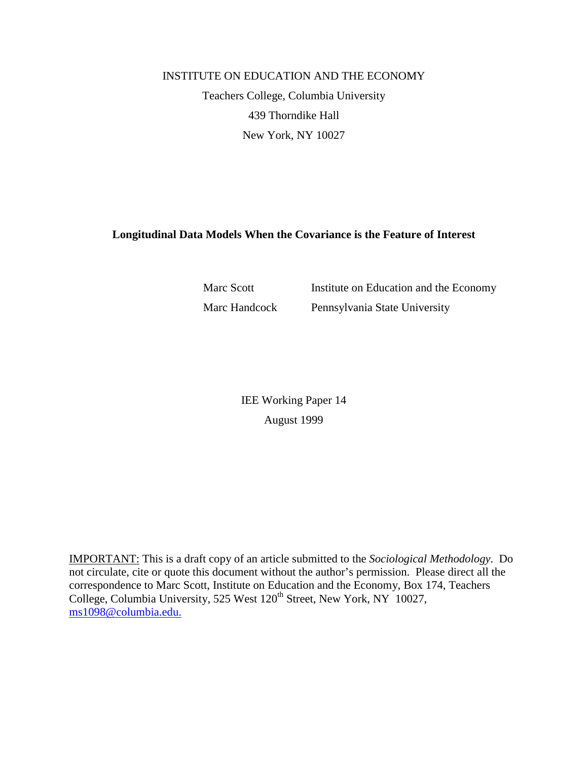INSTITUTE ON EDUCATION AND THE ECONOMY

Teachers College, Columbia University

439 Thorndike Hall

New York, NY 10027

# Longitudinal Data Models When the Covariance is the Feature of Interest

| | |
|---|---|
| Marc Scott | Institute on Education and the Economy |
| Marc Handcock | Pennsylvania State University |

IEE Working Paper 14

August 1999

IMPORTANT: This is a draft copy of an article submitted to the *Sociological Methodology*. Do not circulate, cite or quote this document without the author's permission. Please direct all the correspondence to Marc Scott, Institute on Education and the Economy, Box 174, Teachers College, Columbia University, 525 West 120th Street, New York, NY 10027, ms1098@columbia.edu.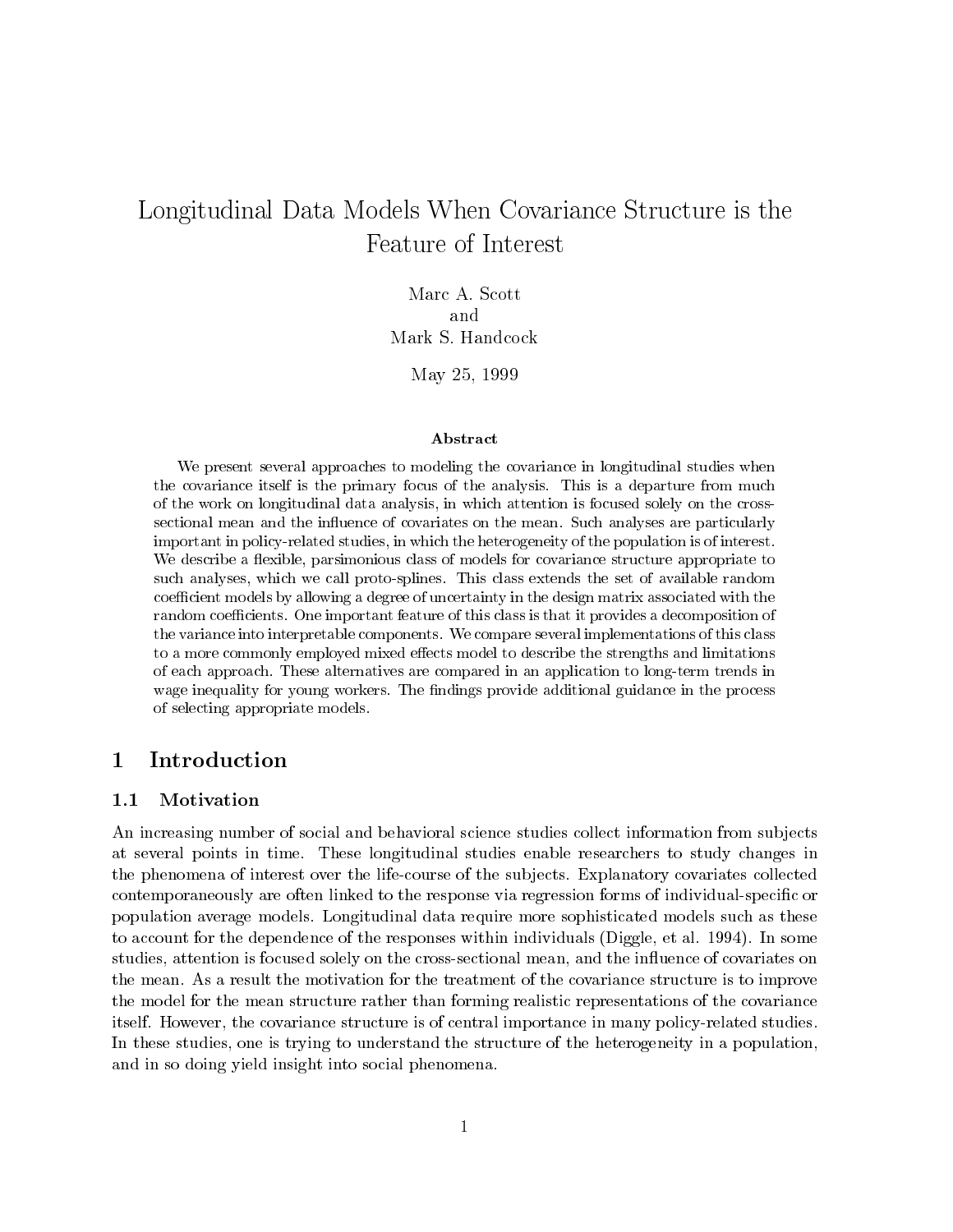# Longitudinal Data Models When Covariance Structure is the Feature of Interest

Marc A. Scott
and
Mark S. Handcock

May 25, 1999

**Abstract**

We present several approaches to modeling the covariance in longitudinal studies when the covariance itself is the primary focus of the analysis. This is a departure from much of the work on longitudinal data analysis, in which attention is focused solely on the cross-sectional mean and the influence of covariates on the mean. Such analyses are particularly important in policy-related studies, in which the heterogeneity of the population is of interest. We describe a flexible, parsimonious class of models for covariance structure appropriate to such analyses, which we call proto-splines. This class extends the set of available random coefficient models by allowing a degree of uncertainty in the design matrix associated with the random coefficients. One important feature of this class is that it provides a decomposition of the variance into interpretable components. We compare several implementations of this class to a more commonly employed mixed effects model to describe the strengths and limitations of each approach. These alternatives are compared in an application to long-term trends in wage inequality for young workers. The findings provide additional guidance in the process of selecting appropriate models.

## 1 Introduction

### 1.1 Motivation

An increasing number of social and behavioral science studies collect information from subjects at several points in time. These longitudinal studies enable researchers to study changes in the phenomena of interest over the life-course of the subjects. Explanatory covariates collected contemporaneously are often linked to the response via regression forms of individual-specific or population average models. Longitudinal data require more sophisticated models such as these to account for the dependence of the responses within individuals (Diggle, et al. 1994). In some studies, attention is focused solely on the cross-sectional mean, and the influence of covariates on the mean. As a result the motivation for the treatment of the covariance structure is to improve the model for the mean structure rather than forming realistic representations of the covariance itself. However, the covariance structure is of central importance in many policy-related studies. In these studies, one is trying to understand the structure of the heterogeneity in a population, and in so doing yield insight into social phenomena.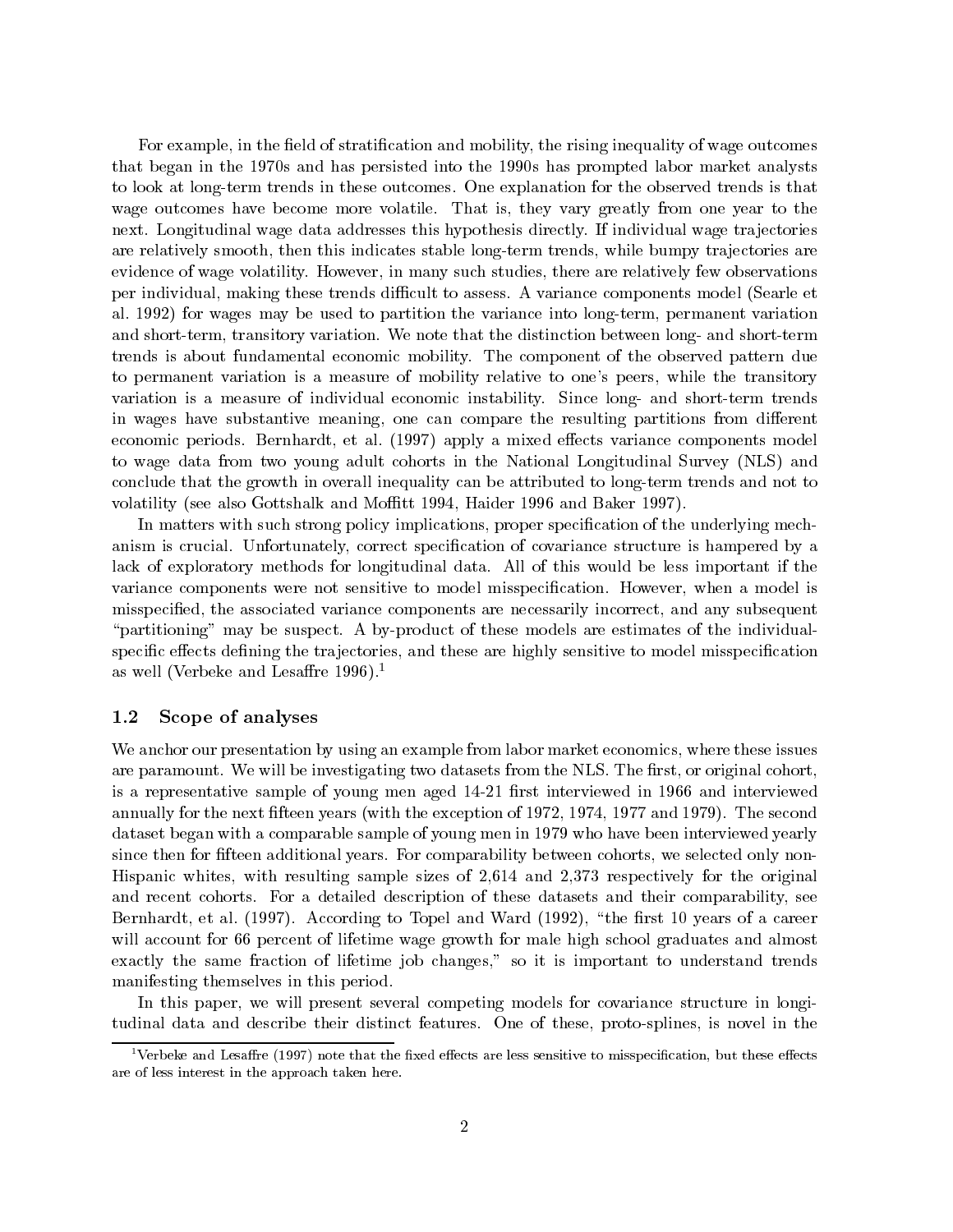For example, in the field of stratification and mobility, the rising inequality of wage outcomes that began in the 1970s and has persisted into the 1990s has prompted labor market analysts to look at long-term trends in these outcomes. One explanation for the observed trends is that wage outcomes have become more volatile. That is, they vary greatly from one year to the next. Longitudinal wage data addresses this hypothesis directly. If individual wage trajectories are relatively smooth, then this indicates stable long-term trends, while bumpy trajectories are evidence of wage volatility. However, in many such studies, there are relatively few observations per individual, making these trends difficult to assess. A variance components model (Searle et al. 1992) for wages may be used to partition the variance into long-term, permanent variation and short-term, transitory variation. We note that the distinction between long- and short-term trends is about fundamental economic mobility. The component of the observed pattern due to permanent variation is a measure of mobility relative to one's peers, while the transitory variation is a measure of individual economic instability. Since long- and short-term trends in wages have substantive meaning, one can compare the resulting partitions from different economic periods. Bernhardt, et al. (1997) apply a mixed effects variance components model to wage data from two young adult cohorts in the National Longitudinal Survey (NLS) and conclude that the growth in overall inequality can be attributed to long-term trends and not to volatility (see also Gottshalk and Moffitt 1994, Haider 1996 and Baker 1997).

In matters with such strong policy implications, proper specification of the underlying mechanism is crucial. Unfortunately, correct specification of covariance structure is hampered by a lack of exploratory methods for longitudinal data. All of this would be less important if the variance components were not sensitive to model misspecification. However, when a model is misspecified, the associated variance components are necessarily incorrect, and any subsequent "partitioning" may be suspect. A by-product of these models are estimates of the individual-specific effects defining the trajectories, and these are highly sensitive to model misspecification as well (Verbeke and Lesaffre 1996).[1]

### 1.2 Scope of analyses

We anchor our presentation by using an example from labor market economics, where these issues are paramount. We will be investigating two datasets from the NLS. The first, or original cohort, is a representative sample of young men aged 14-21 first interviewed in 1966 and interviewed annually for the next fifteen years (with the exception of 1972, 1974, 1977 and 1979). The second dataset began with a comparable sample of young men in 1979 who have been interviewed yearly since then for fifteen additional years. For comparability between cohorts, we selected only non-Hispanic whites, with resulting sample sizes of 2,614 and 2,373 respectively for the original and recent cohorts. For a detailed description of these datasets and their comparability, see Bernhardt, et al. (1997). According to Topel and Ward (1992), "the first 10 years of a career will account for 66 percent of lifetime wage growth for male high school graduates and almost exactly the same fraction of lifetime job changes," so it is important to understand trends manifesting themselves in this period.

In this paper, we will present several competing models for covariance structure in longitudinal data and describe their distinct features. One of these, proto-splines, is novel in the

[1] Verbeke and Lesaffre (1997) note that the fixed effects are less sensitive to misspecification, but these effects are of less interest in the approach taken here.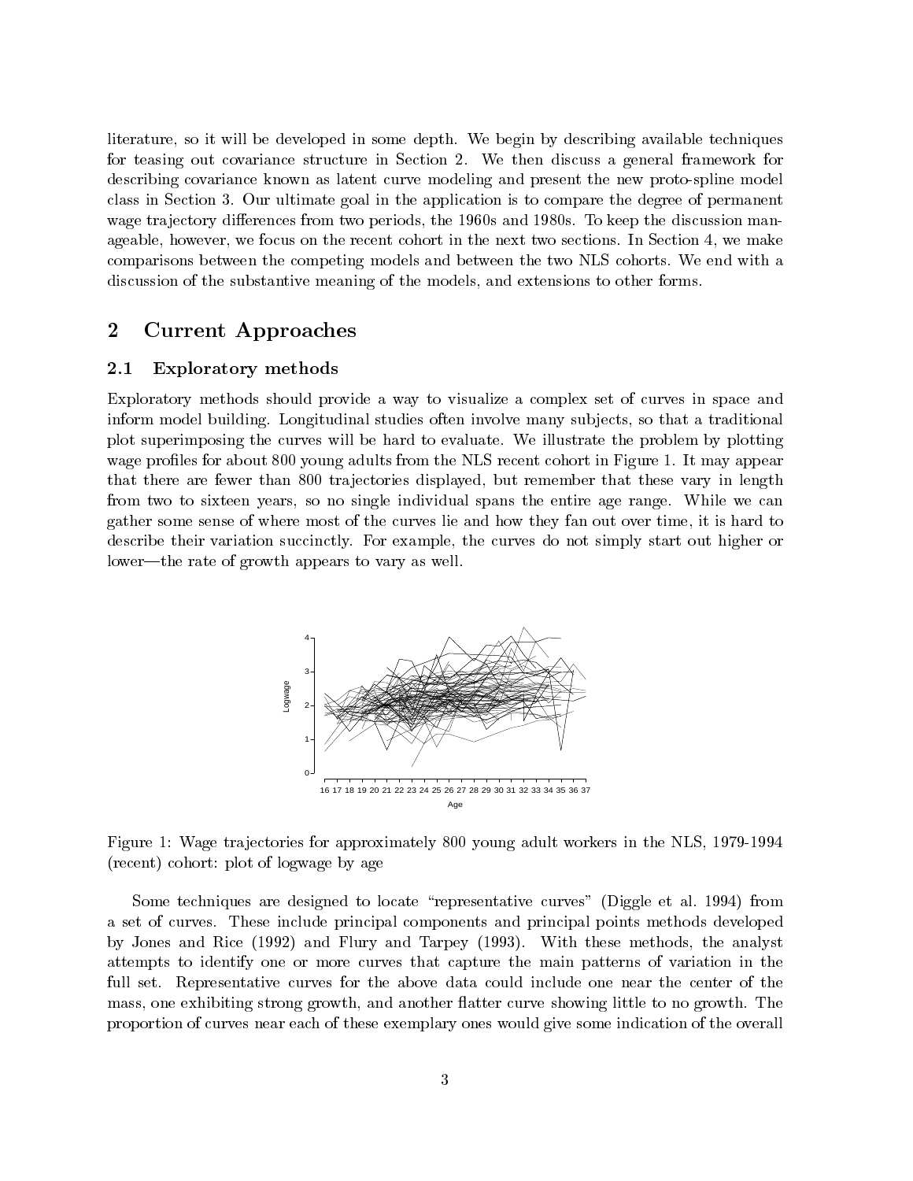literature, so it will be developed in some depth. We begin by describing available techniques for teasing out covariance structure in Section 2. We then discuss a general framework for describing covariance known as latent curve modeling and present the new proto-spline model class in Section 3. Our ultimate goal in the application is to compare the degree of permanent wage trajectory differences from two periods, the 1960s and 1980s. To keep the discussion manageable, however, we focus on the recent cohort in the next two sections. In Section 4, we make comparisons between the competing models and between the two NLS cohorts. We end with a discussion of the substantive meaning of the models, and extensions to other forms.

## 2 Current Approaches

### 2.1 Exploratory methods

Exploratory methods should provide a way to visualize a complex set of curves in space and inform model building. Longitudinal studies often involve many subjects, so that a traditional plot superimposing the curves will be hard to evaluate. We illustrate the problem by plotting wage profiles for about 800 young adults from the NLS recent cohort in Figure 1. It may appear that there are fewer than 800 trajectories displayed, but remember that these vary in length from two to sixteen years, so no single individual spans the entire age range. While we can gather some sense of where most of the curves lie and how they fan out over time, it is hard to describe their variation succinctly. For example, the curves do not simply start out higher or lower—the rate of growth appears to vary as well.

Figure 1: Wage trajectories for approximately 800 young adult workers in the NLS, 1979-1994 (recent) cohort: plot of logwage by age

Some techniques are designed to locate "representative curves" (Diggle et al. 1994) from a set of curves. These include principal components and principal points methods developed by Jones and Rice (1992) and Flury and Tarpey (1993). With these methods, the analyst attempts to identify one or more curves that capture the main patterns of variation in the full set. Representative curves for the above data could include one near the center of the mass, one exhibiting strong growth, and another flatter curve showing little to no growth. The proportion of curves near each of these exemplary ones would give some indication of the overall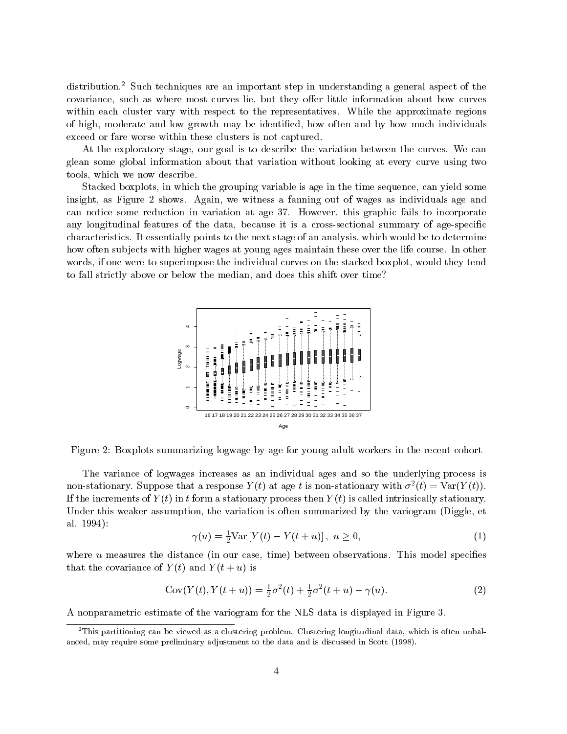distribution.[2] Such techniques are an important step in understanding a general aspect of the covariance, such as where most curves lie, but they offer little information about how curves within each cluster vary with respect to the representatives. While the approximate regions of high, moderate and low growth may be identified, how often and by how much individuals exceed or fare worse within these clusters is not captured.

At the exploratory stage, our goal is to describe the variation between the curves. We can glean some global information about that variation without looking at every curve using two tools, which we now describe.

Stacked boxplots, in which the grouping variable is age in the time sequence, can yield some insight, as Figure 2 shows. Again, we witness a fanning out of wages as individuals age and can notice some reduction in variation at age 37. However, this graphic fails to incorporate any longitudinal features of the data, because it is a cross-sectional summary of age-specific characteristics. It essentially points to the next stage of an analysis, which would be to determine how often subjects with higher wages at young ages maintain these over the life course. In other words, if one were to superimpose the individual curves on the stacked boxplot, would they tend to fall strictly above or below the median, and does this shift over time?

Figure 2: Boxplots summarizing logwage by age for young adult workers in the recent cohort

The variance of logwages increases as an individual ages and so the underlying process is non-stationary. Suppose that a response $Y(t)$ at age $t$ is non-stationary with $\sigma^2(t) = \text{Var}(Y(t))$. If the increments of $Y(t)$ in $t$ form a stationary process then $Y(t)$ is called intrinsically stationary. Under this weaker assumption, the variation is often summarized by the variogram (Diggle, et al. 1994):

$$\gamma(u) = \tfrac{1}{2}\text{Var}\left[Y(t) - Y(t+u)\right], \ u \geq 0, \tag{1}$$

where $u$ measures the distance (in our case, time) between observations. This model specifies that the covariance of $Y(t)$ and $Y(t+u)$ is

$$\text{Cov}(Y(t), Y(t+u)) = \tfrac{1}{2}\sigma^2(t) + \tfrac{1}{2}\sigma^2(t+u) - \gamma(u). \tag{2}$$

A nonparametric estimate of the variogram for the NLS data is displayed in Figure 3.

[2] This partitioning can be viewed as a clustering problem. Clustering longitudinal data, which is often unbalanced, may require some preliminary adjustment to the data and is discussed in Scott (1998).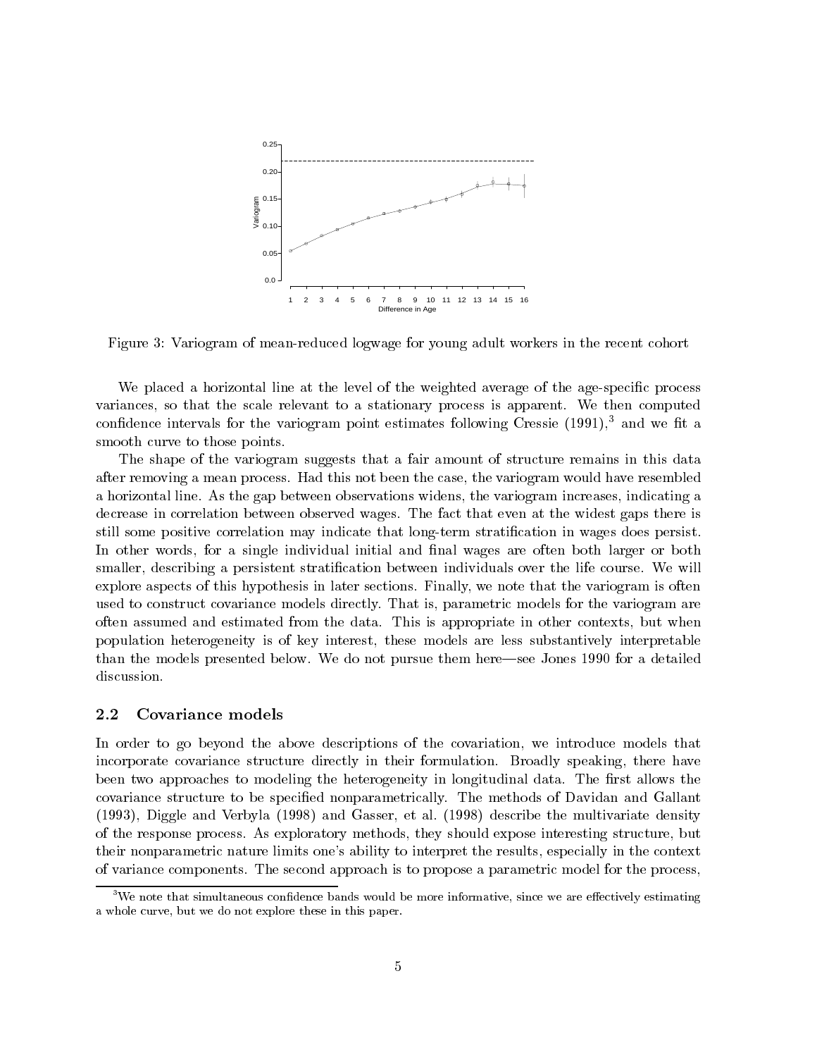Figure 3: Variogram of mean-reduced logwage for young adult workers in the recent cohort

We placed a horizontal line at the level of the weighted average of the age-specific process variances, so that the scale relevant to a stationary process is apparent. We then computed confidence intervals for the variogram point estimates following Cressie (1991),[3] and we fit a smooth curve to those points.

The shape of the variogram suggests that a fair amount of structure remains in this data after removing a mean process. Had this not been the case, the variogram would have resembled a horizontal line. As the gap between observations widens, the variogram increases, indicating a decrease in correlation between observed wages. The fact that even at the widest gaps there is still some positive correlation may indicate that long-term stratification in wages does persist. In other words, for a single individual initial and final wages are often both larger or both smaller, describing a persistent stratification between individuals over the life course. We will explore aspects of this hypothesis in later sections. Finally, we note that the variogram is often used to construct covariance models directly. That is, parametric models for the variogram are often assumed and estimated from the data. This is appropriate in other contexts, but when population heterogeneity is of key interest, these models are less substantively interpretable than the models presented below. We do not pursue them here—see Jones 1990 for a detailed discussion.

## 2.2 Covariance models

In order to go beyond the above descriptions of the covariation, we introduce models that incorporate covariance structure directly in their formulation. Broadly speaking, there have been two approaches to modeling the heterogeneity in longitudinal data. The first allows the covariance structure to be specified nonparametrically. The methods of Davidan and Gallant (1993), Diggle and Verbyla (1998) and Gasser, et al. (1998) describe the multivariate density of the response process. As exploratory methods, they should expose interesting structure, but their nonparametric nature limits one's ability to interpret the results, especially in the context of variance components. The second approach is to propose a parametric model for the process,

[3] We note that simultaneous confidence bands would be more informative, since we are effectively estimating a whole curve, but we do not explore these in this paper.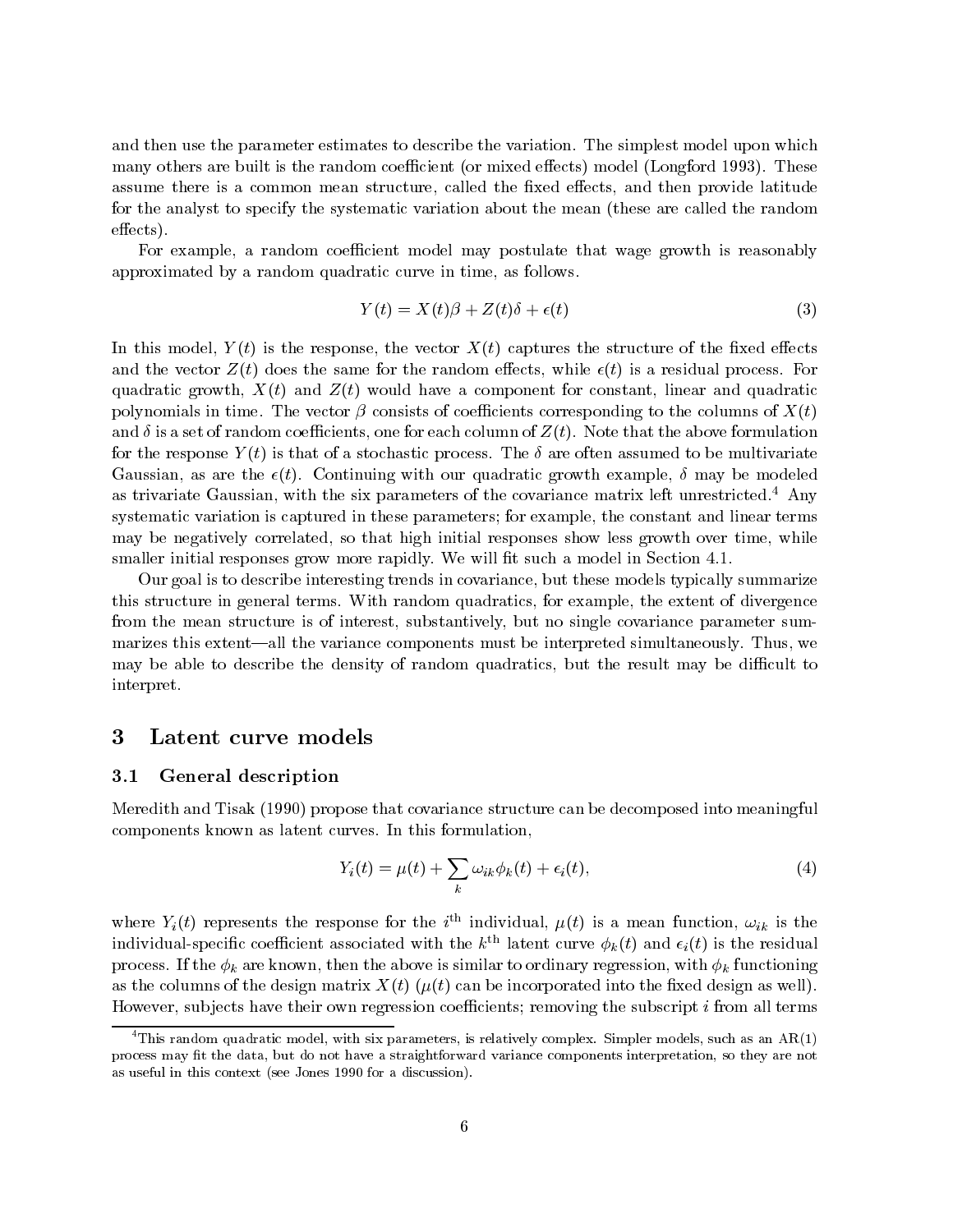and then use the parameter estimates to describe the variation. The simplest model upon which many others are built is the random coefficient (or mixed effects) model (Longford 1993). These assume there is a common mean structure, called the fixed effects, and then provide latitude for the analyst to specify the systematic variation about the mean (these are called the random effects).

For example, a random coefficient model may postulate that wage growth is reasonably approximated by a random quadratic curve in time, as follows.

$$Y(t) = X(t)\beta + Z(t)\delta + \epsilon(t) \tag{3}$$

In this model, $Y(t)$ is the response, the vector $X(t)$ captures the structure of the fixed effects and the vector $Z(t)$ does the same for the random effects, while $\epsilon(t)$ is a residual process. For quadratic growth, $X(t)$ and $Z(t)$ would have a component for constant, linear and quadratic polynomials in time. The vector $\beta$ consists of coefficients corresponding to the columns of $X(t)$ and $\delta$ is a set of random coefficients, one for each column of $Z(t)$. Note that the above formulation for the response $Y(t)$ is that of a stochastic process. The $\delta$ are often assumed to be multivariate Gaussian, as are the $\epsilon(t)$. Continuing with our quadratic growth example, $\delta$ may be modeled as trivariate Gaussian, with the six parameters of the covariance matrix left unrestricted.[4] Any systematic variation is captured in these parameters; for example, the constant and linear terms may be negatively correlated, so that high initial responses show less growth over time, while smaller initial responses grow more rapidly. We will fit such a model in Section 4.1.

Our goal is to describe interesting trends in covariance, but these models typically summarize this structure in general terms. With random quadratics, for example, the extent of divergence from the mean structure is of interest, substantively, but no single covariance parameter summarizes this extent—all the variance components must be interpreted simultaneously. Thus, we may be able to describe the density of random quadratics, but the result may be difficult to interpret.

# 3 Latent curve models

## 3.1 General description

Meredith and Tisak (1990) propose that covariance structure can be decomposed into meaningful components known as latent curves. In this formulation,

$$Y_i(t) = \mu(t) + \sum_k \omega_{ik}\phi_k(t) + \epsilon_i(t), \tag{4}$$

where $Y_i(t)$ represents the response for the $i^{\text{th}}$ individual, $\mu(t)$ is a mean function, $\omega_{ik}$ is the individual-specific coefficient associated with the $k^{\text{th}}$ latent curve $\phi_k(t)$ and $\epsilon_i(t)$ is the residual process. If the $\phi_k$ are known, then the above is similar to ordinary regression, with $\phi_k$ functioning as the columns of the design matrix $X(t)$ ($\mu(t)$ can be incorporated into the fixed design as well). However, subjects have their own regression coefficients; removing the subscript $i$ from all terms

[4] This random quadratic model, with six parameters, is relatively complex. Simpler models, such as an AR(1) process may fit the data, but do not have a straightforward variance components interpretation, so they are not as useful in this context (see Jones 1990 for a discussion).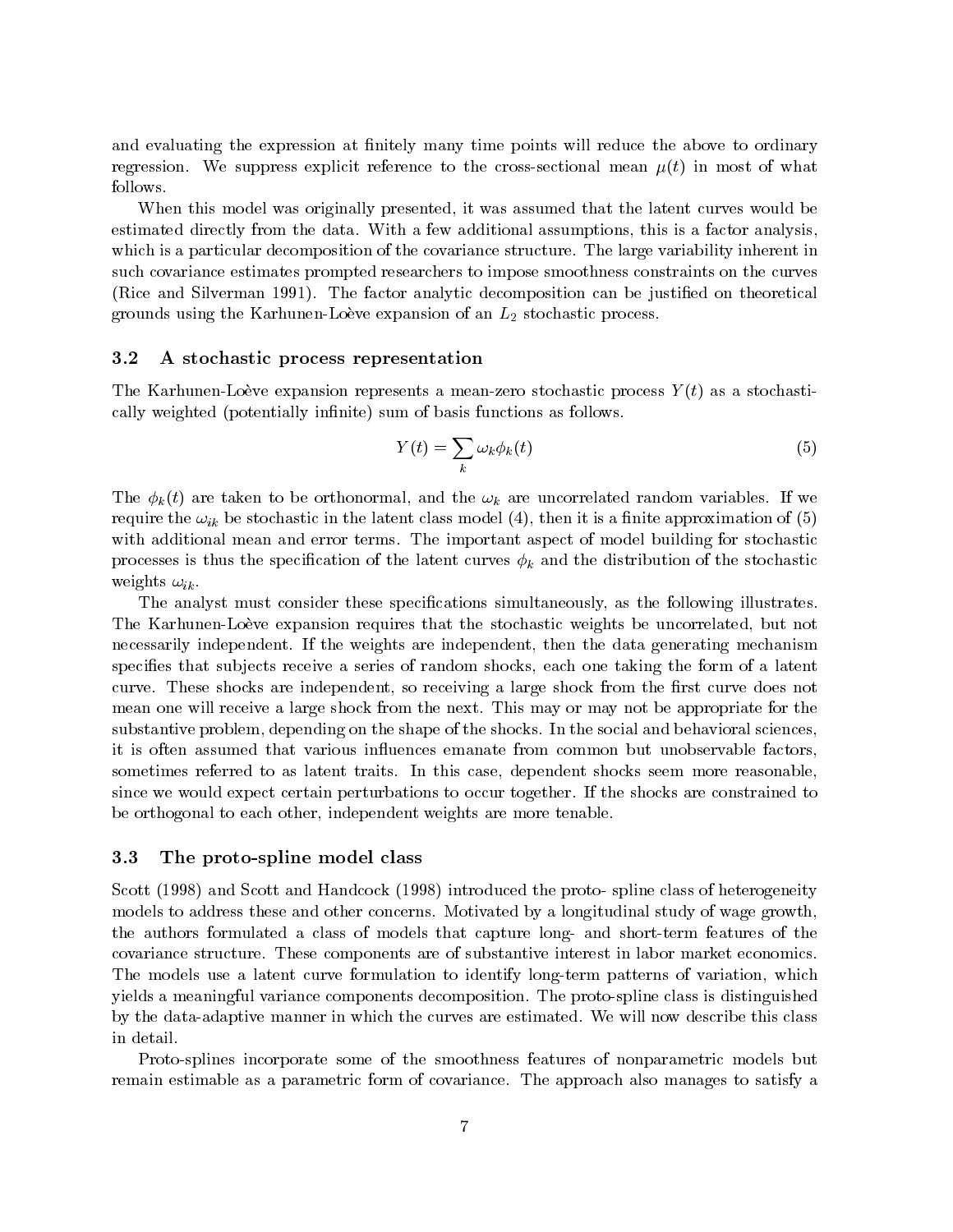and evaluating the expression at finitely many time points will reduce the above to ordinary regression. We suppress explicit reference to the cross-sectional mean $\mu(t)$ in most of what follows.

When this model was originally presented, it was assumed that the latent curves would be estimated directly from the data. With a few additional assumptions, this is a factor analysis, which is a particular decomposition of the covariance structure. The large variability inherent in such covariance estimates prompted researchers to impose smoothness constraints on the curves (Rice and Silverman 1991). The factor analytic decomposition can be justified on theoretical grounds using the Karhunen-Loève expansion of an $L_2$ stochastic process.

### 3.2 A stochastic process representation

The Karhunen-Loève expansion represents a mean-zero stochastic process $Y(t)$ as a stochastically weighted (potentially infinite) sum of basis functions as follows.

$$Y(t) = \sum_k \omega_k \phi_k(t) \tag{5}$$

The $\phi_k(t)$ are taken to be orthonormal, and the $\omega_k$ are uncorrelated random variables. If we require the $\omega_{ik}$ be stochastic in the latent class model (4), then it is a finite approximation of (5) with additional mean and error terms. The important aspect of model building for stochastic processes is thus the specification of the latent curves $\phi_k$ and the distribution of the stochastic weights $\omega_{ik}$.

The analyst must consider these specifications simultaneously, as the following illustrates. The Karhunen-Loève expansion requires that the stochastic weights be uncorrelated, but not necessarily independent. If the weights are independent, then the data generating mechanism specifies that subjects receive a series of random shocks, each one taking the form of a latent curve. These shocks are independent, so receiving a large shock from the first curve does not mean one will receive a large shock from the next. This may or may not be appropriate for the substantive problem, depending on the shape of the shocks. In the social and behavioral sciences, it is often assumed that various influences emanate from common but unobservable factors, sometimes referred to as latent traits. In this case, dependent shocks seem more reasonable, since we would expect certain perturbations to occur together. If the shocks are constrained to be orthogonal to each other, independent weights are more tenable.

### 3.3 The proto-spline model class

Scott (1998) and Scott and Handcock (1998) introduced the proto- spline class of heterogeneity models to address these and other concerns. Motivated by a longitudinal study of wage growth, the authors formulated a class of models that capture long- and short-term features of the covariance structure. These components are of substantive interest in labor market economics. The models use a latent curve formulation to identify long-term patterns of variation, which yields a meaningful variance components decomposition. The proto-spline class is distinguished by the data-adaptive manner in which the curves are estimated. We will now describe this class in detail.

Proto-splines incorporate some of the smoothness features of nonparametric models but remain estimable as a parametric form of covariance. The approach also manages to satisfy a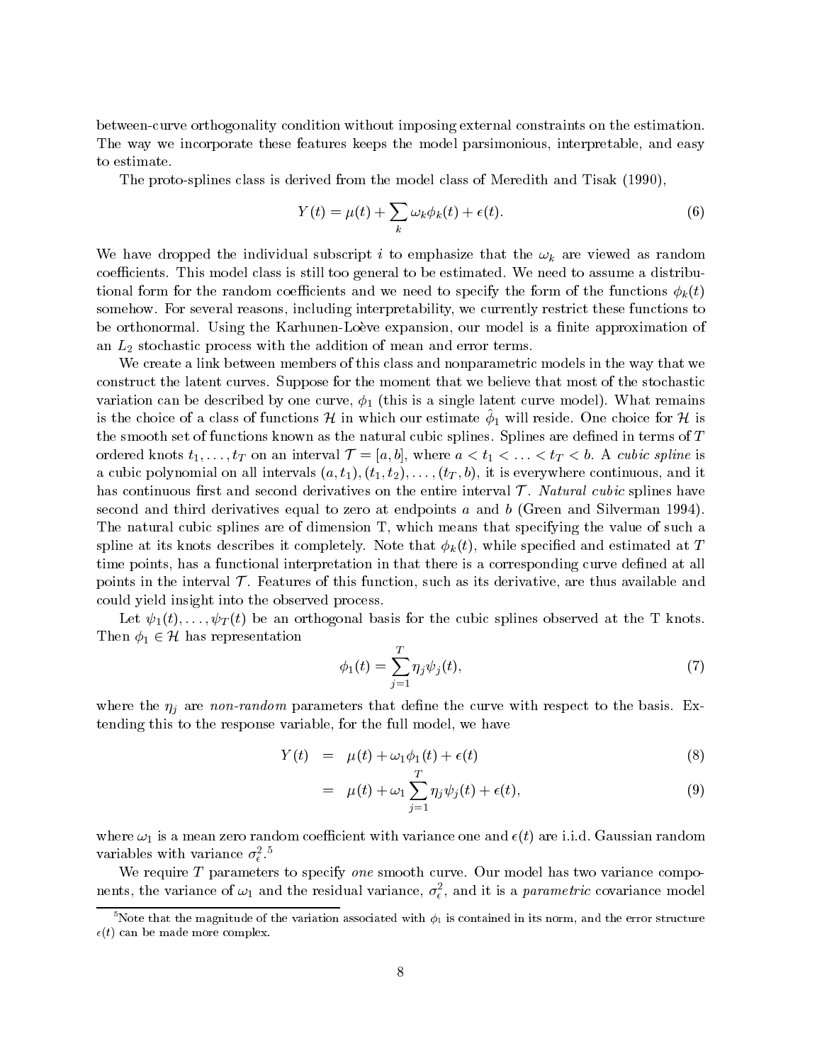between-curve orthogonality condition without imposing external constraints on the estimation. The way we incorporate these features keeps the model parsimonious, interpretable, and easy to estimate.

The proto-splines class is derived from the model class of Meredith and Tisak (1990),

$$Y(t) = \mu(t) + \sum_k \omega_k \phi_k(t) + \epsilon(t). \tag{6}$$

We have dropped the individual subscript $i$ to emphasize that the $\omega_k$ are viewed as random coefficients. This model class is still too general to be estimated. We need to assume a distributional form for the random coefficients and we need to specify the form of the functions $\phi_k(t)$ somehow. For several reasons, including interpretability, we currently restrict these functions to be orthonormal. Using the Karhunen-Loève expansion, our model is a finite approximation of an $L_2$ stochastic process with the addition of mean and error terms.

We create a link between members of this class and nonparametric models in the way that we construct the latent curves. Suppose for the moment that we believe that most of the stochastic variation can be described by one curve, $\phi_1$ (this is a single latent curve model). What remains is the choice of a class of functions $\mathcal{H}$ in which our estimate $\hat{\phi}_1$ will reside. One choice for $\mathcal{H}$ is the smooth set of functions known as the natural cubic splines. Splines are defined in terms of $T$ ordered knots $t_1, \ldots, t_T$ on an interval $\mathcal{T} = [a, b]$, where $a < t_1 < \ldots < t_T < b$. A *cubic spline* is a cubic polynomial on all intervals $(a, t_1), (t_1, t_2), \ldots, (t_T, b)$, it is everywhere continuous, and it has continuous first and second derivatives on the entire interval $\mathcal{T}$. *Natural cubic* splines have second and third derivatives equal to zero at endpoints $a$ and $b$ (Green and Silverman 1994). The natural cubic splines are of dimension T, which means that specifying the value of such a spline at its knots describes it completely. Note that $\phi_k(t)$, while specified and estimated at $T$ time points, has a functional interpretation in that there is a corresponding curve defined at all points in the interval $\mathcal{T}$. Features of this function, such as its derivative, are thus available and could yield insight into the observed process.

Let $\psi_1(t), \ldots, \psi_T(t)$ be an orthogonal basis for the cubic splines observed at the T knots. Then $\phi_1 \in \mathcal{H}$ has representation

$$\phi_1(t) = \sum_{j=1}^{T} \eta_j \psi_j(t), \tag{7}$$

where the $\eta_j$ are *non-random* parameters that define the curve with respect to the basis. Extending this to the response variable, for the full model, we have

$$Y(t) = \mu(t) + \omega_1 \phi_1(t) + \epsilon(t) \tag{8}$$

$$= \mu(t) + \omega_1 \sum_{j=1}^{T} \eta_j \psi_j(t) + \epsilon(t), \tag{9}$$

where $\omega_1$ is a mean zero random coefficient with variance one and $\epsilon(t)$ are i.i.d. Gaussian random variables with variance $\sigma_\epsilon^2$.[5]

We require $T$ parameters to specify *one* smooth curve. Our model has two variance components, the variance of $\omega_1$ and the residual variance, $\sigma_\epsilon^2$, and it is a *parametric* covariance model

[5] Note that the magnitude of the variation associated with $\phi_1$ is contained in its norm, and the error structure $\epsilon(t)$ can be made more complex.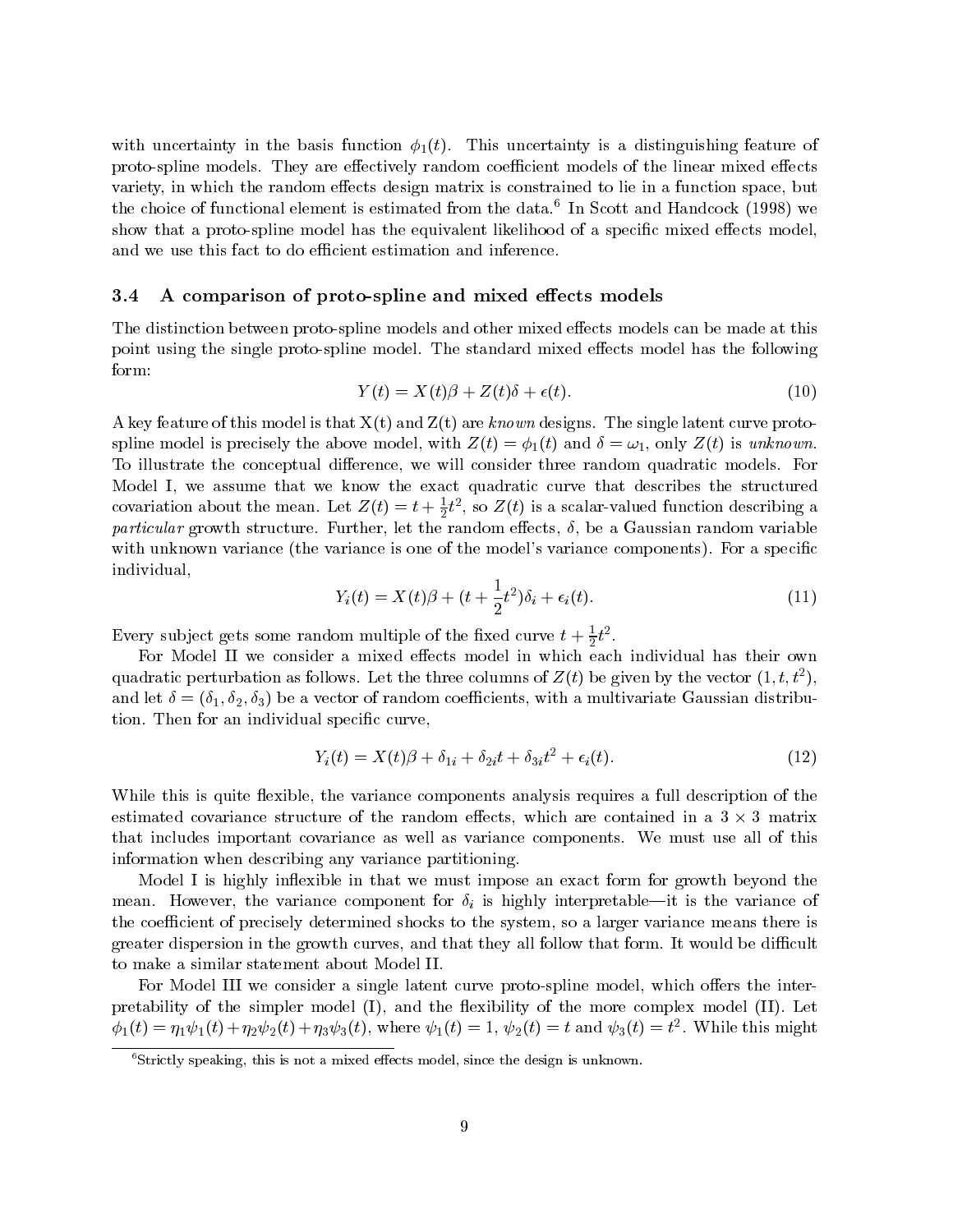with uncertainty in the basis function $\phi_1(t)$. This uncertainty is a distinguishing feature of proto-spline models. They are effectively random coefficient models of the linear mixed effects variety, in which the random effects design matrix is constrained to lie in a function space, but the choice of functional element is estimated from the data.[6] In Scott and Handcock (1998) we show that a proto-spline model has the equivalent likelihood of a specific mixed effects model, and we use this fact to do efficient estimation and inference.

### 3.4 A comparison of proto-spline and mixed effects models

The distinction between proto-spline models and other mixed effects models can be made at this point using the single proto-spline model. The standard mixed effects model has the following form:

$$Y(t) = X(t)\beta + Z(t)\delta + \epsilon(t). \tag{10}$$

A key feature of this model is that X(t) and Z(t) are *known* designs. The single latent curve proto-spline model is precisely the above model, with $Z(t) = \phi_1(t)$ and $\delta = \omega_1$, only $Z(t)$ is *unknown*. To illustrate the conceptual difference, we will consider three random quadratic models. For Model I, we assume that we know the exact quadratic curve that describes the structured covariation about the mean. Let $Z(t) = t + \frac{1}{2}t^2$, so $Z(t)$ is a scalar-valued function describing a *particular* growth structure. Further, let the random effects, $\delta$, be a Gaussian random variable with unknown variance (the variance is one of the model's variance components). For a specific individual,

$$Y_i(t) = X(t)\beta + (t + \frac{1}{2}t^2)\delta_i + \epsilon_i(t). \tag{11}$$

Every subject gets some random multiple of the fixed curve $t + \frac{1}{2}t^2$.

For Model II we consider a mixed effects model in which each individual has their own quadratic perturbation as follows. Let the three columns of $Z(t)$ be given by the vector $(1, t, t^2)$, and let $\delta = (\delta_1, \delta_2, \delta_3)$ be a vector of random coefficients, with a multivariate Gaussian distribution. Then for an individual specific curve,

$$Y_i(t) = X(t)\beta + \delta_{1i} + \delta_{2i}t + \delta_{3i}t^2 + \epsilon_i(t). \tag{12}$$

While this is quite flexible, the variance components analysis requires a full description of the estimated covariance structure of the random effects, which are contained in a $3 \times 3$ matrix that includes important covariance as well as variance components. We must use all of this information when describing any variance partitioning.

Model I is highly inflexible in that we must impose an exact form for growth beyond the mean. However, the variance component for $\delta_i$ is highly interpretable—it is the variance of the coefficient of precisely determined shocks to the system, so a larger variance means there is greater dispersion in the growth curves, and that they all follow that form. It would be difficult to make a similar statement about Model II.

For Model III we consider a single latent curve proto-spline model, which offers the interpretability of the simpler model (I), and the flexibility of the more complex model (II). Let $\phi_1(t) = \eta_1\psi_1(t) + \eta_2\psi_2(t) + \eta_3\psi_3(t)$, where $\psi_1(t) = 1$, $\psi_2(t) = t$ and $\psi_3(t) = t^2$. While this might

[6] Strictly speaking, this is not a mixed effects model, since the design is unknown.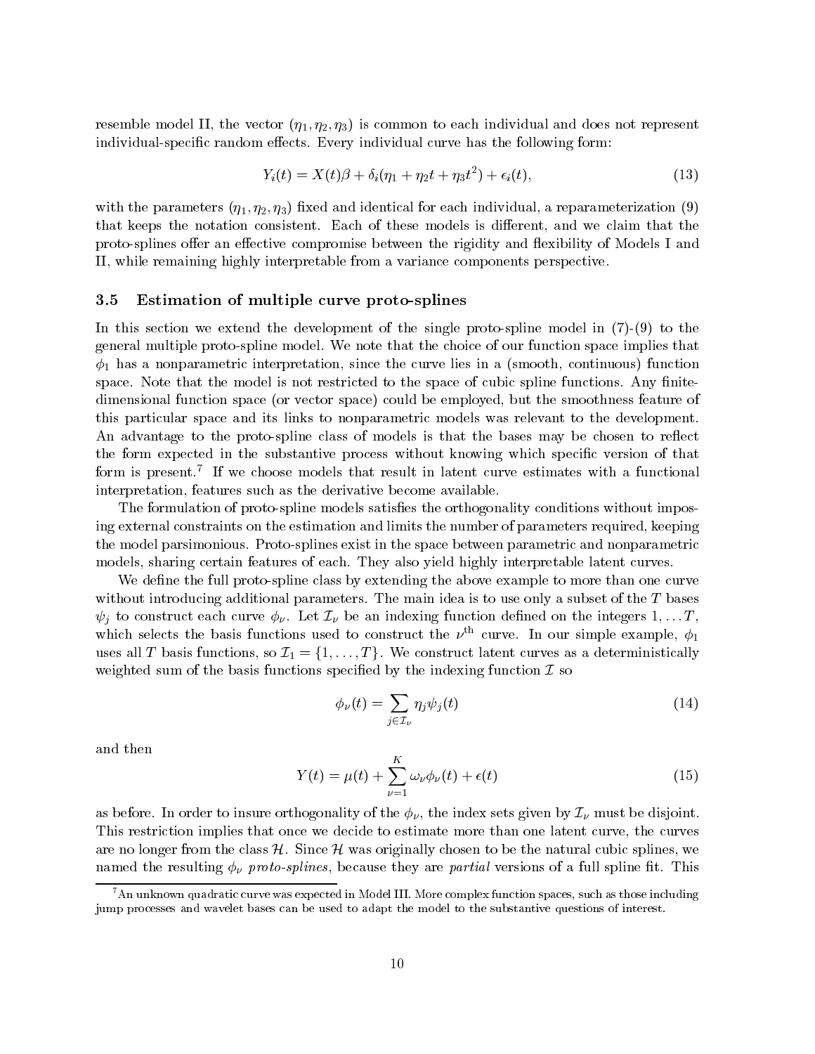resemble model II, the vector $(\eta_1, \eta_2, \eta_3)$ is common to each individual and does not represent individual-specific random effects. Every individual curve has the following form:

$$Y_i(t) = X(t)\beta + \delta_i(\eta_1 + \eta_2 t + \eta_3 t^2) + \epsilon_i(t), \tag{13}$$

with the parameters $(\eta_1, \eta_2, \eta_3)$ fixed and identical for each individual, a reparameterization (9) that keeps the notation consistent. Each of these models is different, and we claim that the proto-splines offer an effective compromise between the rigidity and flexibility of Models I and II, while remaining highly interpretable from a variance components perspective.

### 3.5 Estimation of multiple curve proto-splines

In this section we extend the development of the single proto-spline model in (7)-(9) to the general multiple proto-spline model. We note that the choice of our function space implies that $\phi_1$ has a nonparametric interpretation, since the curve lies in a (smooth, continuous) function space. Note that the model is not restricted to the space of cubic spline functions. Any finite-dimensional function space (or vector space) could be employed, but the smoothness feature of this particular space and its links to nonparametric models was relevant to the development. An advantage to the proto-spline class of models is that the bases may be chosen to reflect the form expected in the substantive process without knowing which specific version of that form is present.[7] If we choose models that result in latent curve estimates with a functional interpretation, features such as the derivative become available.

The formulation of proto-spline models satisfies the orthogonality conditions without imposing external constraints on the estimation and limits the number of parameters required, keeping the model parsimonious. Proto-splines exist in the space between parametric and nonparametric models, sharing certain features of each. They also yield highly interpretable latent curves.

We define the full proto-spline class by extending the above example to more than one curve without introducing additional parameters. The main idea is to use only a subset of the $T$ bases $\psi_j$ to construct each curve $\phi_\nu$. Let $\mathcal{I}_\nu$ be an indexing function defined on the integers $1, \ldots T$, which selects the basis functions used to construct the $\nu^{\text{th}}$ curve. In our simple example, $\phi_1$ uses all $T$ basis functions, so $\mathcal{I}_1 = \{1, \ldots, T\}$. We construct latent curves as a deterministically weighted sum of the basis functions specified by the indexing function $\mathcal{I}$ so

$$\phi_\nu(t) = \sum_{j \in \mathcal{I}_\nu} \eta_j \psi_j(t) \tag{14}$$

and then

$$Y(t) = \mu(t) + \sum_{\nu=1}^{K} \omega_\nu \phi_\nu(t) + \epsilon(t) \tag{15}$$

as before. In order to insure orthogonality of the $\phi_\nu$, the index sets given by $\mathcal{I}_\nu$ must be disjoint. This restriction implies that once we decide to estimate more than one latent curve, the curves are no longer from the class $\mathcal{H}$. Since $\mathcal{H}$ was originally chosen to be the natural cubic splines, we named the resulting $\phi_\nu$ *proto-splines*, because they are *partial* versions of a full spline fit. This

[7] An unknown quadratic curve was expected in Model III. More complex function spaces, such as those including jump processes and wavelet bases can be used to adapt the model to the substantive questions of interest.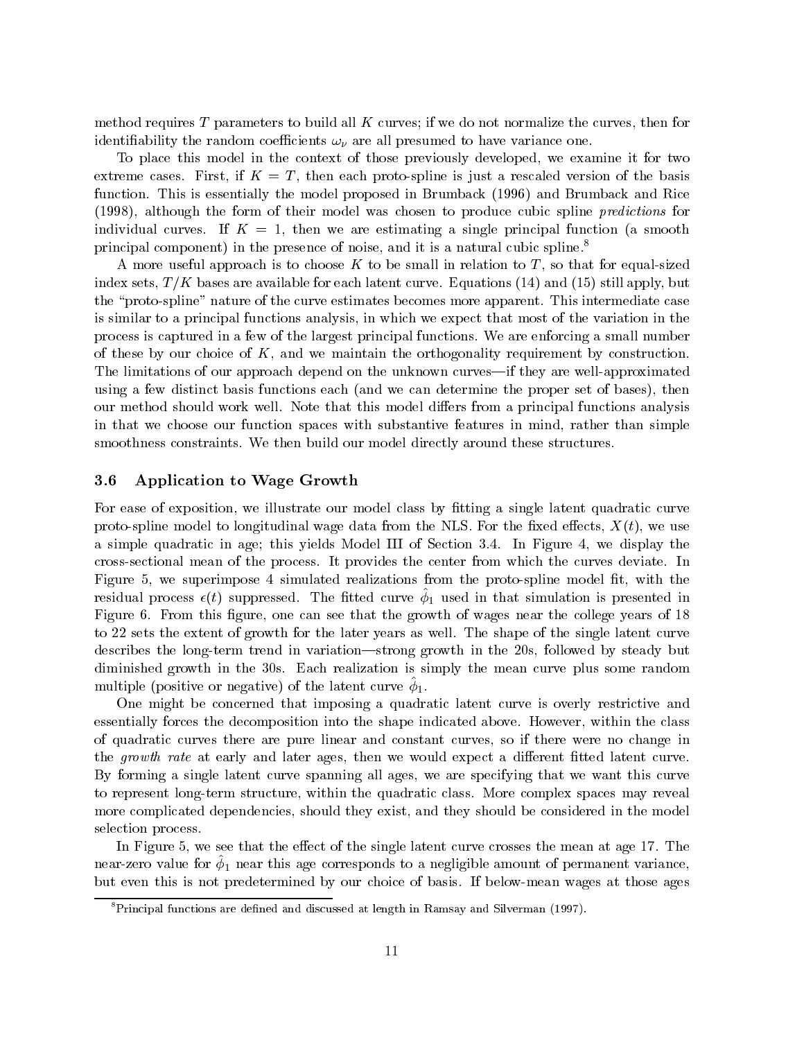method requires $T$ parameters to build all $K$ curves; if we do not normalize the curves, then for identifiability the random coefficients $\omega_\nu$ are all presumed to have variance one.

To place this model in the context of those previously developed, we examine it for two extreme cases. First, if $K = T$, then each proto-spline is just a rescaled version of the basis function. This is essentially the model proposed in Brumback (1996) and Brumback and Rice (1998), although the form of their model was chosen to produce cubic spline *predictions* for individual curves. If $K = 1$, then we are estimating a single principal function (a smooth principal component) in the presence of noise, and it is a natural cubic spline.[8]

A more useful approach is to choose $K$ to be small in relation to $T$, so that for equal-sized index sets, $T/K$ bases are available for each latent curve. Equations (14) and (15) still apply, but the "proto-spline" nature of the curve estimates becomes more apparent. This intermediate case is similar to a principal functions analysis, in which we expect that most of the variation in the process is captured in a few of the largest principal functions. We are enforcing a small number of these by our choice of $K$, and we maintain the orthogonality requirement by construction. The limitations of our approach depend on the unknown curves—if they are well-approximated using a few distinct basis functions each (and we can determine the proper set of bases), then our method should work well. Note that this model differs from a principal functions analysis in that we choose our function spaces with substantive features in mind, rather than simple smoothness constraints. We then build our model directly around these structures.

### 3.6 Application to Wage Growth

For ease of exposition, we illustrate our model class by fitting a single latent quadratic curve proto-spline model to longitudinal wage data from the NLS. For the fixed effects, $X(t)$, we use a simple quadratic in age; this yields Model III of Section 3.4. In Figure 4, we display the cross-sectional mean of the process. It provides the center from which the curves deviate. In Figure 5, we superimpose 4 simulated realizations from the proto-spline model fit, with the residual process $\epsilon(t)$ suppressed. The fitted curve $\hat{\phi}_1$ used in that simulation is presented in Figure 6. From this figure, one can see that the growth of wages near the college years of 18 to 22 sets the extent of growth for the later years as well. The shape of the single latent curve describes the long-term trend in variation—strong growth in the 20s, followed by steady but diminished growth in the 30s. Each realization is simply the mean curve plus some random multiple (positive or negative) of the latent curve $\hat{\phi}_1$.

One might be concerned that imposing a quadratic latent curve is overly restrictive and essentially forces the decomposition into the shape indicated above. However, within the class of quadratic curves there are pure linear and constant curves, so if there were no change in the *growth rate* at early and later ages, then we would expect a different fitted latent curve. By forming a single latent curve spanning all ages, we are specifying that we want this curve to represent long-term structure, within the quadratic class. More complex spaces may reveal more complicated dependencies, should they exist, and they should be considered in the model selection process.

In Figure 5, we see that the effect of the single latent curve crosses the mean at age 17. The near-zero value for $\hat{\phi}_1$ near this age corresponds to a negligible amount of permanent variance, but even this is not predetermined by our choice of basis. If below-mean wages at those ages

[8] Principal functions are defined and discussed at length in Ramsay and Silverman (1997).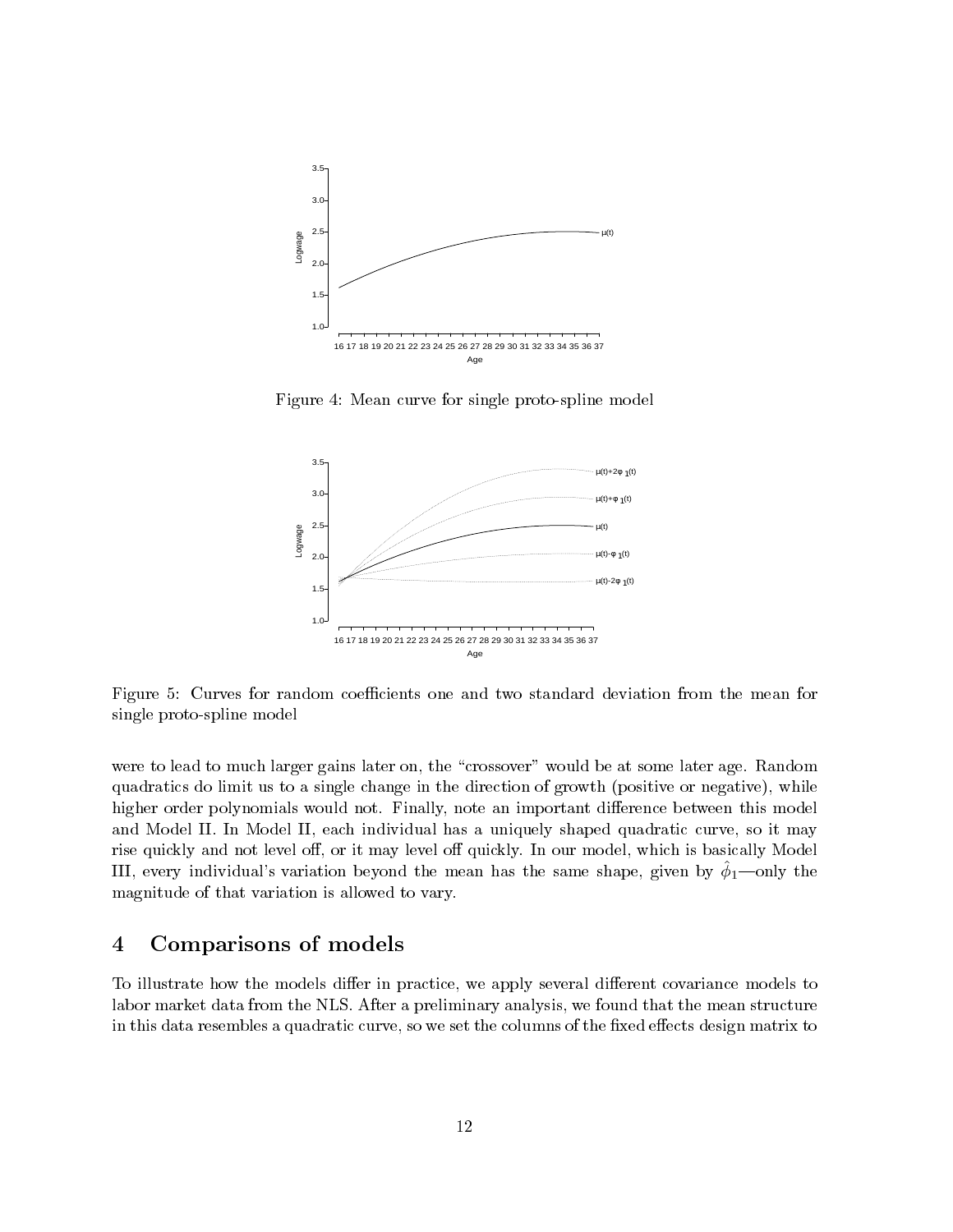Figure 4: Mean curve for single proto-spline model

Figure 5: Curves for random coefficients one and two standard deviation from the mean for single proto-spline model

were to lead to much larger gains later on, the "crossover" would be at some later age. Random quadratics do limit us to a single change in the direction of growth (positive or negative), while higher order polynomials would not. Finally, note an important difference between this model and Model II. In Model II, each individual has a uniquely shaped quadratic curve, so it may rise quickly and not level off, or it may level off quickly. In our model, which is basically Model III, every individual's variation beyond the mean has the same shape, given by $\hat{\phi}_1$—only the magnitude of that variation is allowed to vary.

## 4 Comparisons of models

To illustrate how the models differ in practice, we apply several different covariance models to labor market data from the NLS. After a preliminary analysis, we found that the mean structure in this data resembles a quadratic curve, so we set the columns of the fixed effects design matrix to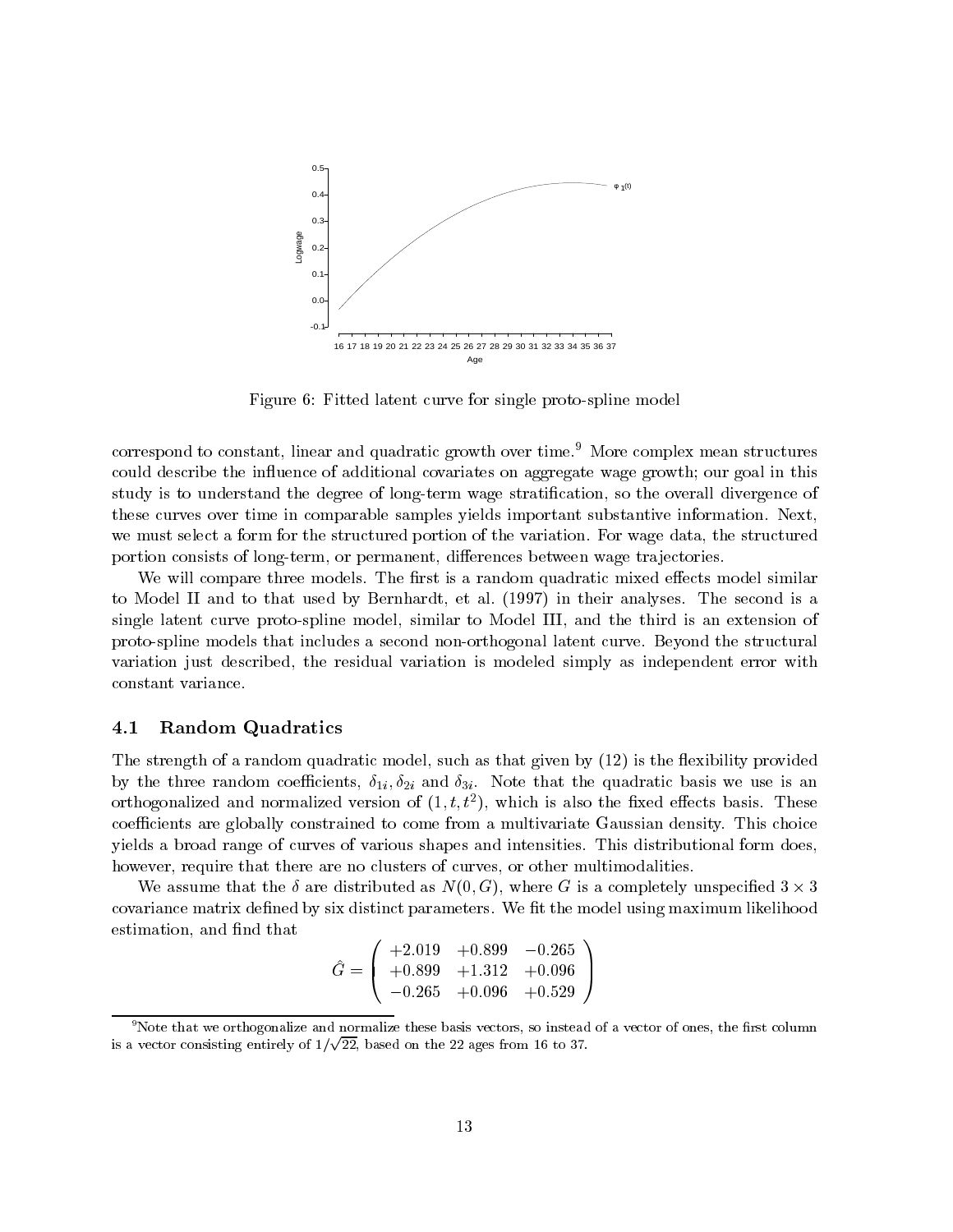Figure 6: Fitted latent curve for single proto-spline model

correspond to constant, linear and quadratic growth over time.[9] More complex mean structures could describe the influence of additional covariates on aggregate wage growth; our goal in this study is to understand the degree of long-term wage stratification, so the overall divergence of these curves over time in comparable samples yields important substantive information. Next, we must select a form for the structured portion of the variation. For wage data, the structured portion consists of long-term, or permanent, differences between wage trajectories.

We will compare three models. The first is a random quadratic mixed effects model similar to Model II and to that used by Bernhardt, et al. (1997) in their analyses. The second is a single latent curve proto-spline model, similar to Model III, and the third is an extension of proto-spline models that includes a second non-orthogonal latent curve. Beyond the structural variation just described, the residual variation is modeled simply as independent error with constant variance.

## 4.1 Random Quadratics

The strength of a random quadratic model, such as that given by (12) is the flexibility provided by the three random coefficients, $\delta_{1i}, \delta_{2i}$ and $\delta_{3i}$. Note that the quadratic basis we use is an orthogonalized and normalized version of $(1, t, t^2)$, which is also the fixed effects basis. These coefficients are globally constrained to come from a multivariate Gaussian density. This choice yields a broad range of curves of various shapes and intensities. This distributional form does, however, require that there are no clusters of curves, or other multimodalities.

We assume that the $\delta$ are distributed as $N(0, G)$, where $G$ is a completely unspecified $3 \times 3$ covariance matrix defined by six distinct parameters. We fit the model using maximum likelihood estimation, and find that

$$\hat{G} = \begin{pmatrix} +2.019 & +0.899 & -0.265 \\ +0.899 & +1.312 & +0.096 \\ -0.265 & +0.096 & +0.529 \end{pmatrix}$$

[9] Note that we orthogonalize and normalize these basis vectors, so instead of a vector of ones, the first column is a vector consisting entirely of $1/\sqrt{22}$, based on the 22 ages from 16 to 37.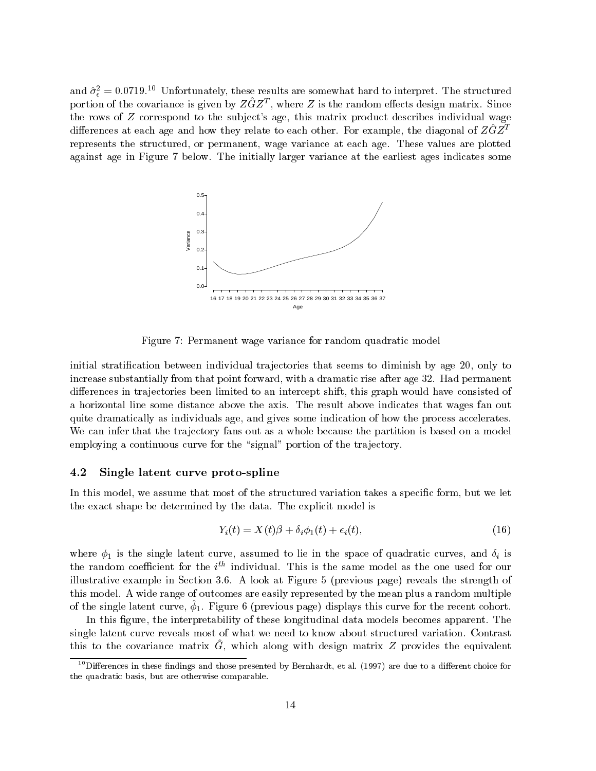and $\hat{\sigma}_\epsilon^2 = 0.0719$.[10] Unfortunately, these results are somewhat hard to interpret. The structured portion of the covariance is given by $Z\hat{G}Z^T$, where $Z$ is the random effects design matrix. Since the rows of $Z$ correspond to the subject's age, this matrix product describes individual wage differences at each age and how they relate to each other. For example, the diagonal of $Z\hat{G}Z^T$ represents the structured, or permanent, wage variance at each age. These values are plotted against age in Figure 7 below. The initially larger variance at the earliest ages indicates some

Figure 7: Permanent wage variance for random quadratic model

initial stratification between individual trajectories that seems to diminish by age 20, only to increase substantially from that point forward, with a dramatic rise after age 32. Had permanent differences in trajectories been limited to an intercept shift, this graph would have consisted of a horizontal line some distance above the axis. The result above indicates that wages fan out quite dramatically as individuals age, and gives some indication of how the process accelerates. We can infer that the trajectory fans out as a whole because the partition is based on a model employing a continuous curve for the "signal" portion of the trajectory.

### 4.2 Single latent curve proto-spline

In this model, we assume that most of the structured variation takes a specific form, but we let the exact shape be determined by the data. The explicit model is

$$Y_i(t) = X(t)\beta + \delta_i \phi_1(t) + \epsilon_i(t), \tag{16}$$

where $\phi_1$ is the single latent curve, assumed to lie in the space of quadratic curves, and $\delta_i$ is the random coefficient for the $i^{th}$ individual. This is the same model as the one used for our illustrative example in Section 3.6. A look at Figure 5 (previous page) reveals the strength of this model. A wide range of outcomes are easily represented by the mean plus a random multiple of the single latent curve, $\hat{\phi}_1$. Figure 6 (previous page) displays this curve for the recent cohort.

In this figure, the interpretability of these longitudinal data models becomes apparent. The single latent curve reveals most of what we need to know about structured variation. Contrast this to the covariance matrix $\hat{G}$, which along with design matrix $Z$ provides the equivalent

[10] Differences in these findings and those presented by Bernhardt, et al. (1997) are due to a different choice for the quadratic basis, but are otherwise comparable.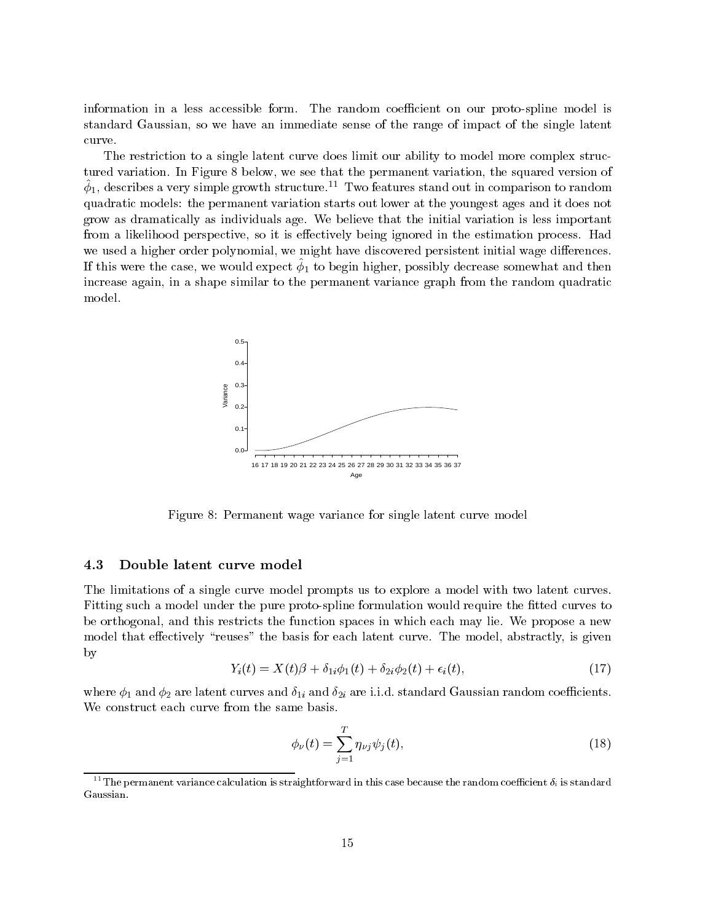information in a less accessible form. The random coefficient on our proto-spline model is standard Gaussian, so we have an immediate sense of the range of impact of the single latent curve.

The restriction to a single latent curve does limit our ability to model more complex structured variation. In Figure 8 below, we see that the permanent variation, the squared version of $\hat{\phi}_1$, describes a very simple growth structure.[11] Two features stand out in comparison to random quadratic models: the permanent variation starts out lower at the youngest ages and it does not grow as dramatically as individuals age. We believe that the initial variation is less important from a likelihood perspective, so it is effectively being ignored in the estimation process. Had we used a higher order polynomial, we might have discovered persistent initial wage differences. If this were the case, we would expect $\hat{\phi}_1$ to begin higher, possibly decrease somewhat and then increase again, in a shape similar to the permanent variance graph from the random quadratic model.

Figure 8: Permanent wage variance for single latent curve model

### 4.3 Double latent curve model

The limitations of a single curve model prompts us to explore a model with two latent curves. Fitting such a model under the pure proto-spline formulation would require the fitted curves to be orthogonal, and this restricts the function spaces in which each may lie. We propose a new model that effectively "reuses" the basis for each latent curve. The model, abstractly, is given by

$$Y_i(t) = X(t)\beta + \delta_{1i}\phi_1(t) + \delta_{2i}\phi_2(t) + \epsilon_i(t), \tag{17}$$

where $\phi_1$ and $\phi_2$ are latent curves and $\delta_{1i}$ and $\delta_{2i}$ are i.i.d. standard Gaussian random coefficients. We construct each curve from the same basis.

$$\phi_\nu(t) = \sum_{j=1}^{T} \eta_{\nu j}\psi_j(t), \tag{18}$$

[11] The permanent variance calculation is straightforward in this case because the random coefficient $\delta_i$ is standard Gaussian.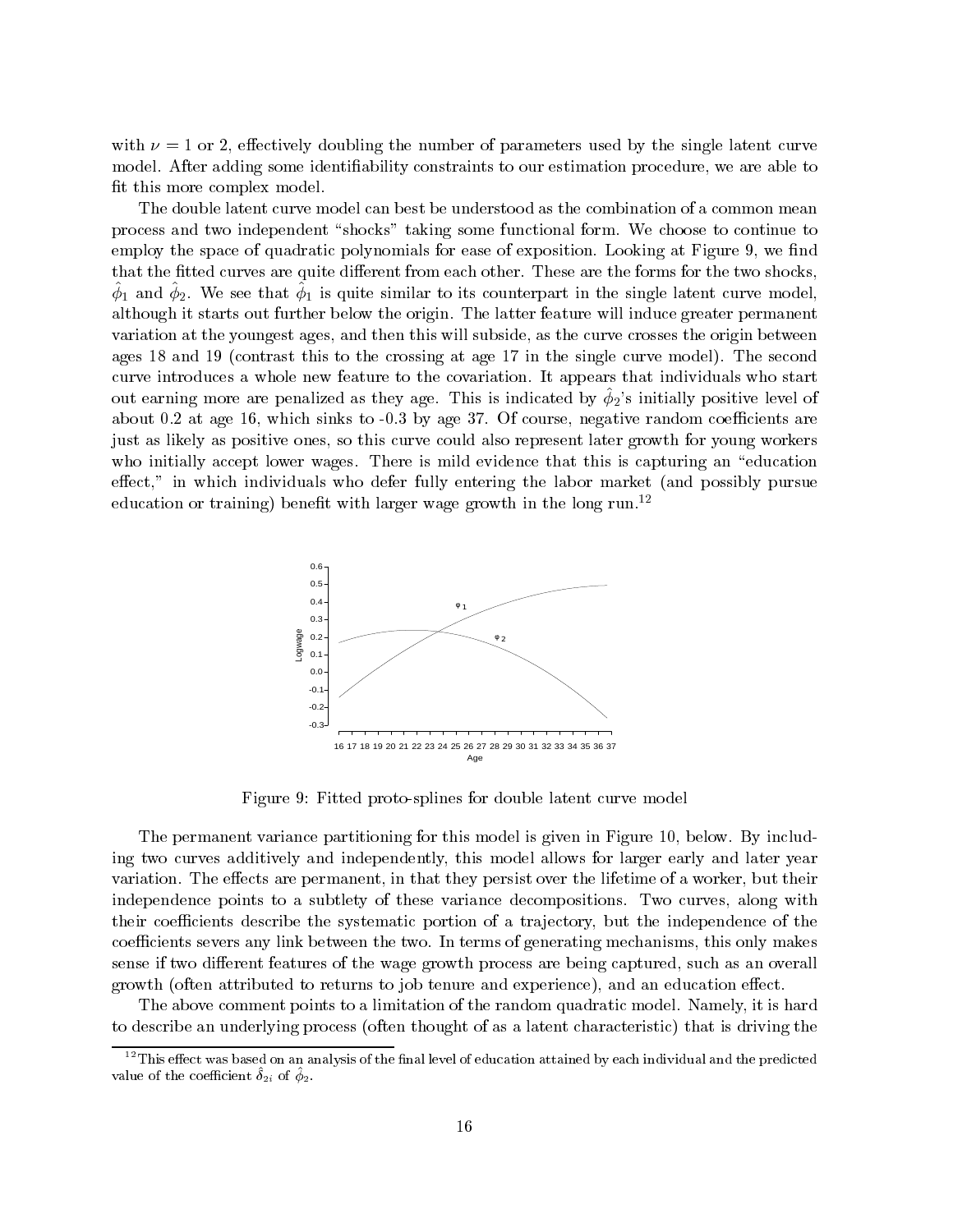with $\nu = 1$ or 2, effectively doubling the number of parameters used by the single latent curve model. After adding some identifiability constraints to our estimation procedure, we are able to fit this more complex model.

The double latent curve model can best be understood as the combination of a common mean process and two independent "shocks" taking some functional form. We choose to continue to employ the space of quadratic polynomials for ease of exposition. Looking at Figure 9, we find that the fitted curves are quite different from each other. These are the forms for the two shocks, $\hat{\phi}_1$ and $\hat{\phi}_2$. We see that $\hat{\phi}_1$ is quite similar to its counterpart in the single latent curve model, although it starts out further below the origin. The latter feature will induce greater permanent variation at the youngest ages, and then this will subside, as the curve crosses the origin between ages 18 and 19 (contrast this to the crossing at age 17 in the single curve model). The second curve introduces a whole new feature to the covariation. It appears that individuals who start out earning more are penalized as they age. This is indicated by $\hat{\phi}_2$'s initially positive level of about 0.2 at age 16, which sinks to -0.3 by age 37. Of course, negative random coefficients are just as likely as positive ones, so this curve could also represent later growth for young workers who initially accept lower wages. There is mild evidence that this is capturing an "education effect," in which individuals who defer fully entering the labor market (and possibly pursue education or training) benefit with larger wage growth in the long run.[12]

Figure 9: Fitted proto-splines for double latent curve model

The permanent variance partitioning for this model is given in Figure 10, below. By including two curves additively and independently, this model allows for larger early and later year variation. The effects are permanent, in that they persist over the lifetime of a worker, but their independence points to a subtlety of these variance decompositions. Two curves, along with their coefficients describe the systematic portion of a trajectory, but the independence of the coefficients severs any link between the two. In terms of generating mechanisms, this only makes sense if two different features of the wage growth process are being captured, such as an overall growth (often attributed to returns to job tenure and experience), and an education effect.

The above comment points to a limitation of the random quadratic model. Namely, it is hard to describe an underlying process (often thought of as a latent characteristic) that is driving the

[12] This effect was based on an analysis of the final level of education attained by each individual and the predicted value of the coefficient $\hat{\delta}_{2i}$ of $\hat{\phi}_2$.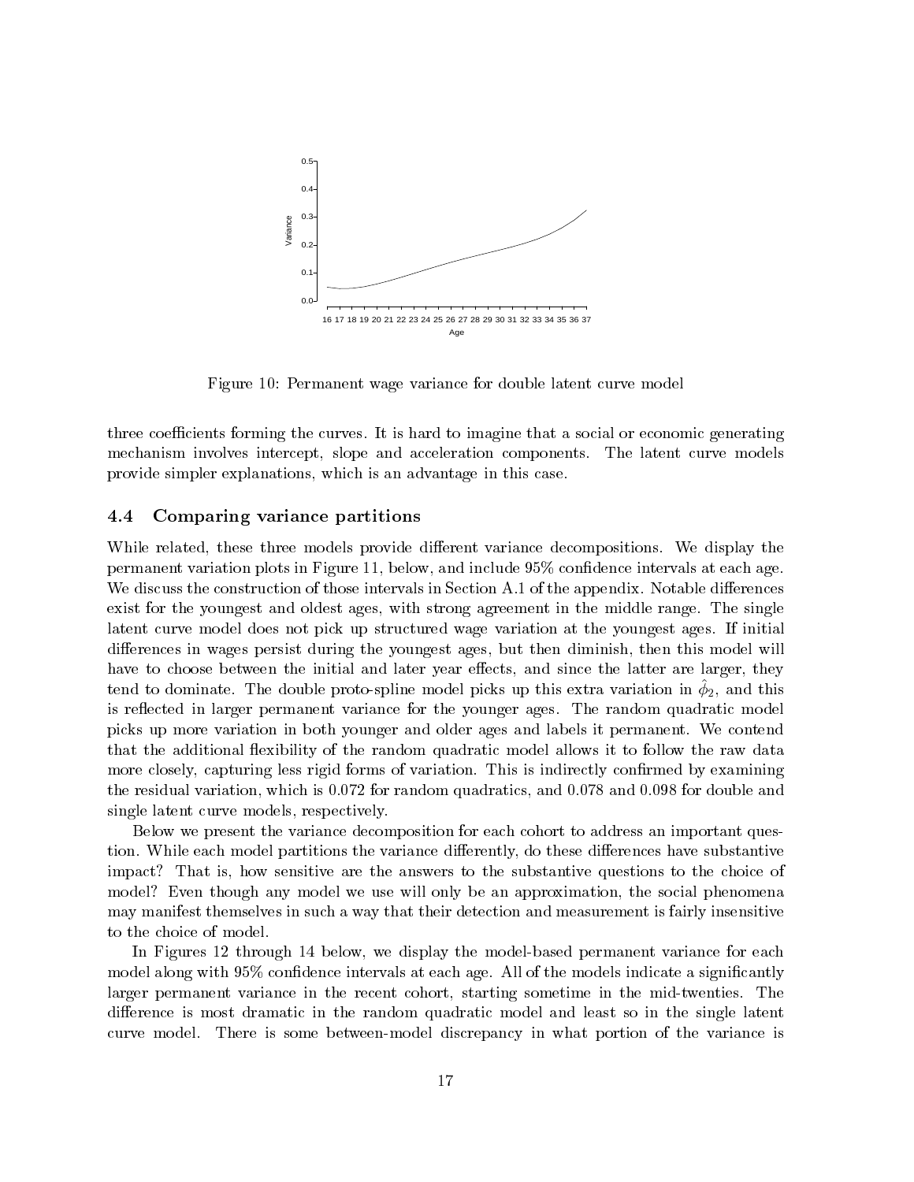Figure 10: Permanent wage variance for double latent curve model

three coefficients forming the curves. It is hard to imagine that a social or economic generating mechanism involves intercept, slope and acceleration components. The latent curve models provide simpler explanations, which is an advantage in this case.

### 4.4 Comparing variance partitions

While related, these three models provide different variance decompositions. We display the permanent variation plots in Figure 11, below, and include 95% confidence intervals at each age. We discuss the construction of those intervals in Section A.1 of the appendix. Notable differences exist for the youngest and oldest ages, with strong agreement in the middle range. The single latent curve model does not pick up structured wage variation at the youngest ages. If initial differences in wages persist during the youngest ages, but then diminish, then this model will have to choose between the initial and later year effects, and since the latter are larger, they tend to dominate. The double proto-spline model picks up this extra variation in $\hat{\phi}_2$, and this is reflected in larger permanent variance for the younger ages. The random quadratic model picks up more variation in both younger and older ages and labels it permanent. We contend that the additional flexibility of the random quadratic model allows it to follow the raw data more closely, capturing less rigid forms of variation. This is indirectly confirmed by examining the residual variation, which is 0.072 for random quadratics, and 0.078 and 0.098 for double and single latent curve models, respectively.

Below we present the variance decomposition for each cohort to address an important question. While each model partitions the variance differently, do these differences have substantive impact? That is, how sensitive are the answers to the substantive questions to the choice of model? Even though any model we use will only be an approximation, the social phenomena may manifest themselves in such a way that their detection and measurement is fairly insensitive to the choice of model.

In Figures 12 through 14 below, we display the model-based permanent variance for each model along with 95% confidence intervals at each age. All of the models indicate a significantly larger permanent variance in the recent cohort, starting sometime in the mid-twenties. The difference is most dramatic in the random quadratic model and least so in the single latent curve model. There is some between-model discrepancy in what portion of the variance is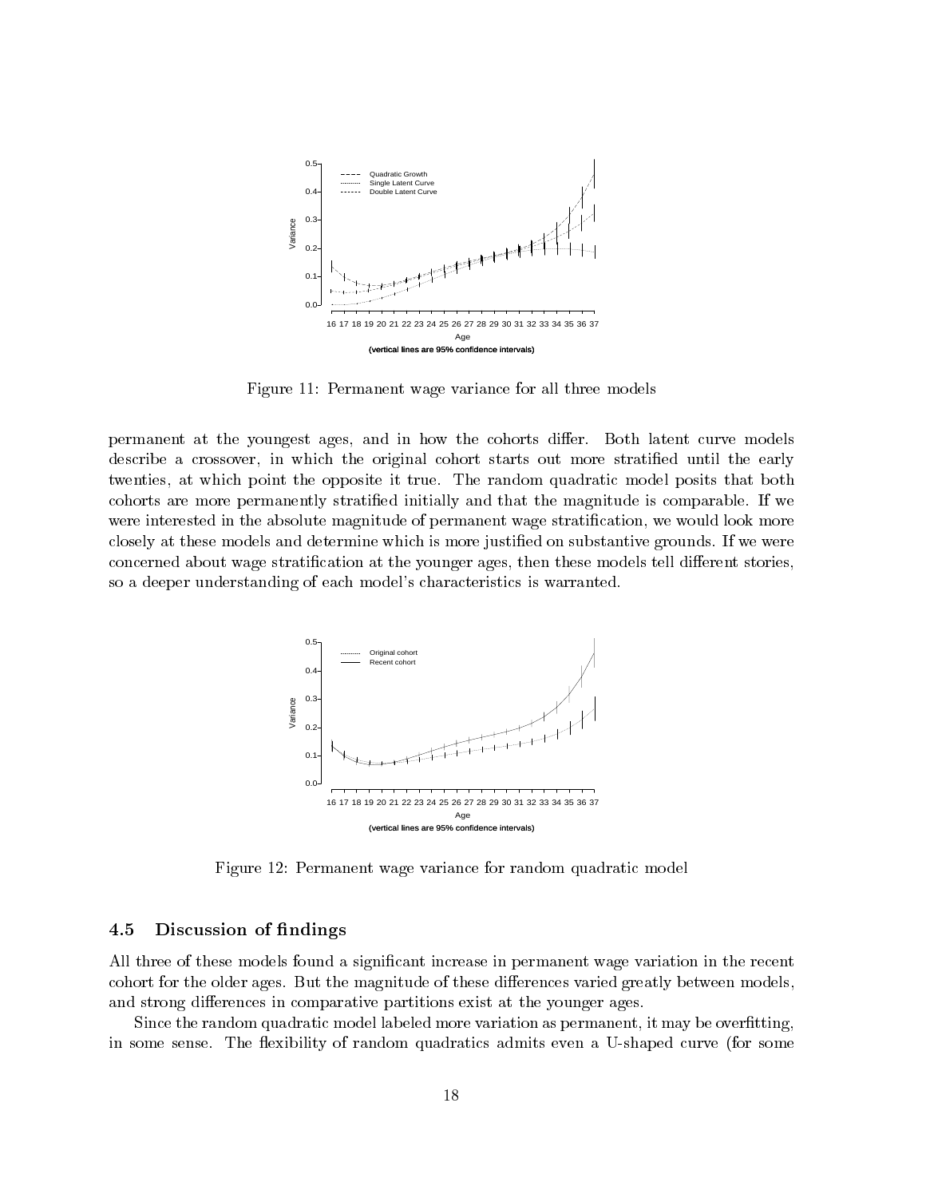Figure 11: Permanent wage variance for all three models

permanent at the youngest ages, and in how the cohorts differ. Both latent curve models describe a crossover, in which the original cohort starts out more stratified until the early twenties, at which point the opposite it true. The random quadratic model posits that both cohorts are more permanently stratified initially and that the magnitude is comparable. If we were interested in the absolute magnitude of permanent wage stratification, we would look more closely at these models and determine which is more justified on substantive grounds. If we were concerned about wage stratification at the younger ages, then these models tell different stories, so a deeper understanding of each model's characteristics is warranted.

Figure 12: Permanent wage variance for random quadratic model

### 4.5 Discussion of findings

All three of these models found a significant increase in permanent wage variation in the recent cohort for the older ages. But the magnitude of these differences varied greatly between models, and strong differences in comparative partitions exist at the younger ages.

Since the random quadratic model labeled more variation as permanent, it may be overfitting, in some sense. The flexibility of random quadratics admits even a U-shaped curve (for some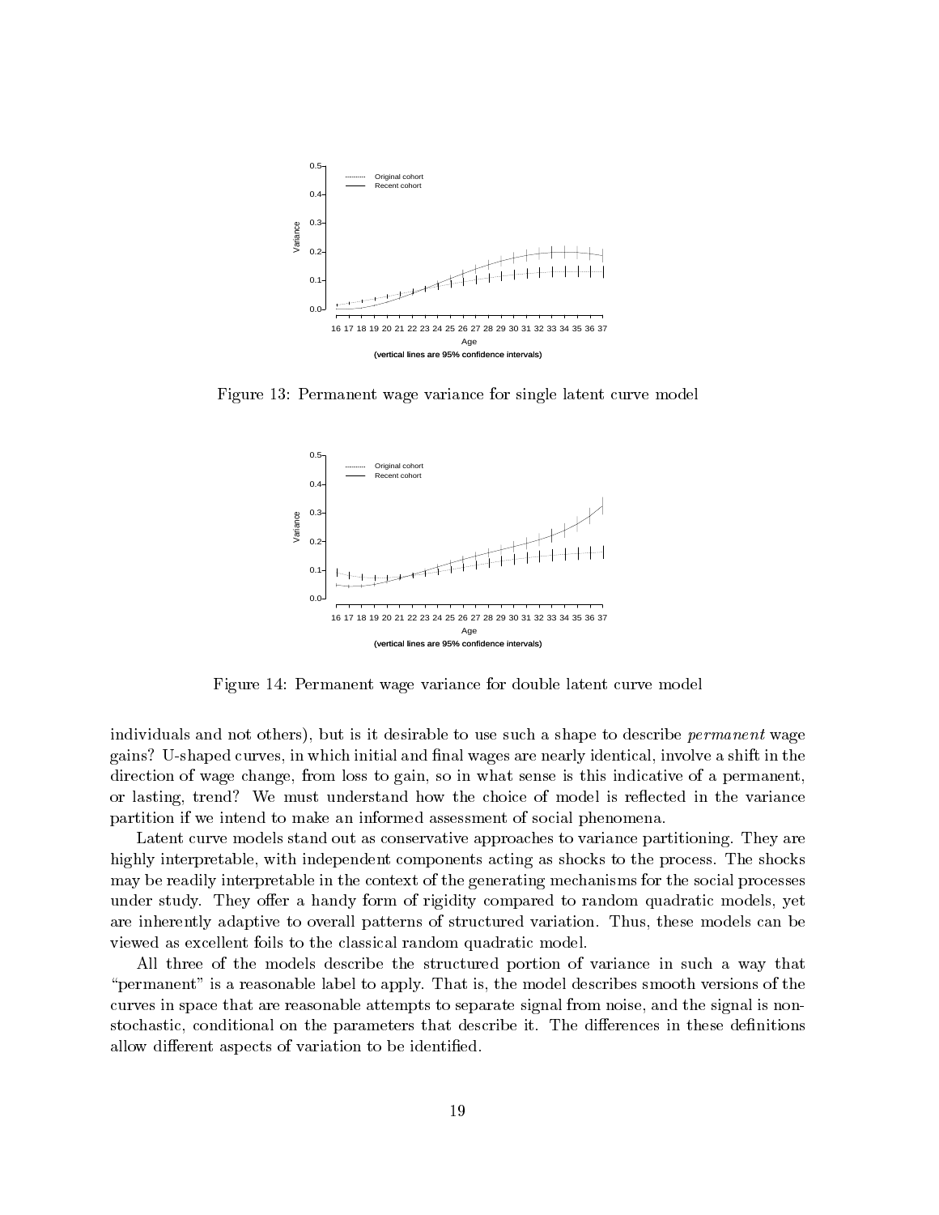Figure 13: Permanent wage variance for single latent curve model

Figure 14: Permanent wage variance for double latent curve model

individuals and not others), but is it desirable to use such a shape to describe *permanent* wage gains? U-shaped curves, in which initial and final wages are nearly identical, involve a shift in the direction of wage change, from loss to gain, so in what sense is this indicative of a permanent, or lasting, trend? We must understand how the choice of model is reflected in the variance partition if we intend to make an informed assessment of social phenomena.

Latent curve models stand out as conservative approaches to variance partitioning. They are highly interpretable, with independent components acting as shocks to the process. The shocks may be readily interpretable in the context of the generating mechanisms for the social processes under study. They offer a handy form of rigidity compared to random quadratic models, yet are inherently adaptive to overall patterns of structured variation. Thus, these models can be viewed as excellent foils to the classical random quadratic model.

All three of the models describe the structured portion of variance in such a way that "permanent" is a reasonable label to apply. That is, the model describes smooth versions of the curves in space that are reasonable attempts to separate signal from noise, and the signal is non-stochastic, conditional on the parameters that describe it. The differences in these definitions allow different aspects of variation to be identified.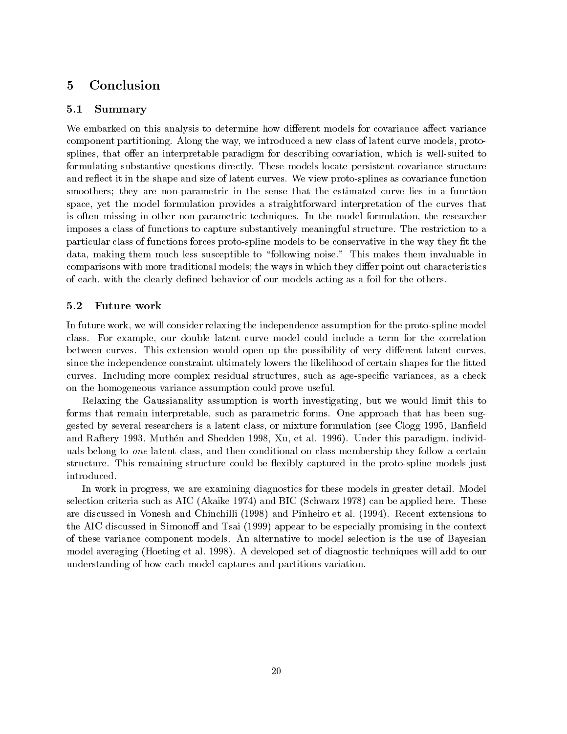# 5 Conclusion

## 5.1 Summary

We embarked on this analysis to determine how different models for covariance affect variance component partitioning. Along the way, we introduced a new class of latent curve models, proto-splines, that offer an interpretable paradigm for describing covariation, which is well-suited to formulating substantive questions directly. These models locate persistent covariance structure and reflect it in the shape and size of latent curves. We view proto-splines as covariance function smoothers; they are non-parametric in the sense that the estimated curve lies in a function space, yet the model formulation provides a straightforward interpretation of the curves that is often missing in other non-parametric techniques. In the model formulation, the researcher imposes a class of functions to capture substantively meaningful structure. The restriction to a particular class of functions forces proto-spline models to be conservative in the way they fit the data, making them much less susceptible to "following noise." This makes them invaluable in comparisons with more traditional models; the ways in which they differ point out characteristics of each, with the clearly defined behavior of our models acting as a foil for the others.

## 5.2 Future work

In future work, we will consider relaxing the independence assumption for the proto-spline model class. For example, our double latent curve model could include a term for the correlation between curves. This extension would open up the possibility of very different latent curves, since the independence constraint ultimately lowers the likelihood of certain shapes for the fitted curves. Including more complex residual structures, such as age-specific variances, as a check on the homogeneous variance assumption could prove useful.

Relaxing the Gaussianality assumption is worth investigating, but we would limit this to forms that remain interpretable, such as parametric forms. One approach that has been suggested by several researchers is a latent class, or mixture formulation (see Clogg 1995, Banfield and Raftery 1993, Muthén and Shedden 1998, Xu, et al. 1996). Under this paradigm, individuals belong to *one* latent class, and then conditional on class membership they follow a certain structure. This remaining structure could be flexibly captured in the proto-spline models just introduced.

In work in progress, we are examining diagnostics for these models in greater detail. Model selection criteria such as AIC (Akaike 1974) and BIC (Schwarz 1978) can be applied here. These are discussed in Vonesh and Chinchilli (1998) and Pinheiro et al. (1994). Recent extensions to the AIC discussed in Simonoff and Tsai (1999) appear to be especially promising in the context of these variance component models. An alternative to model selection is the use of Bayesian model averaging (Hoeting et al. 1998). A developed set of diagnostic techniques will add to our understanding of how each model captures and partitions variation.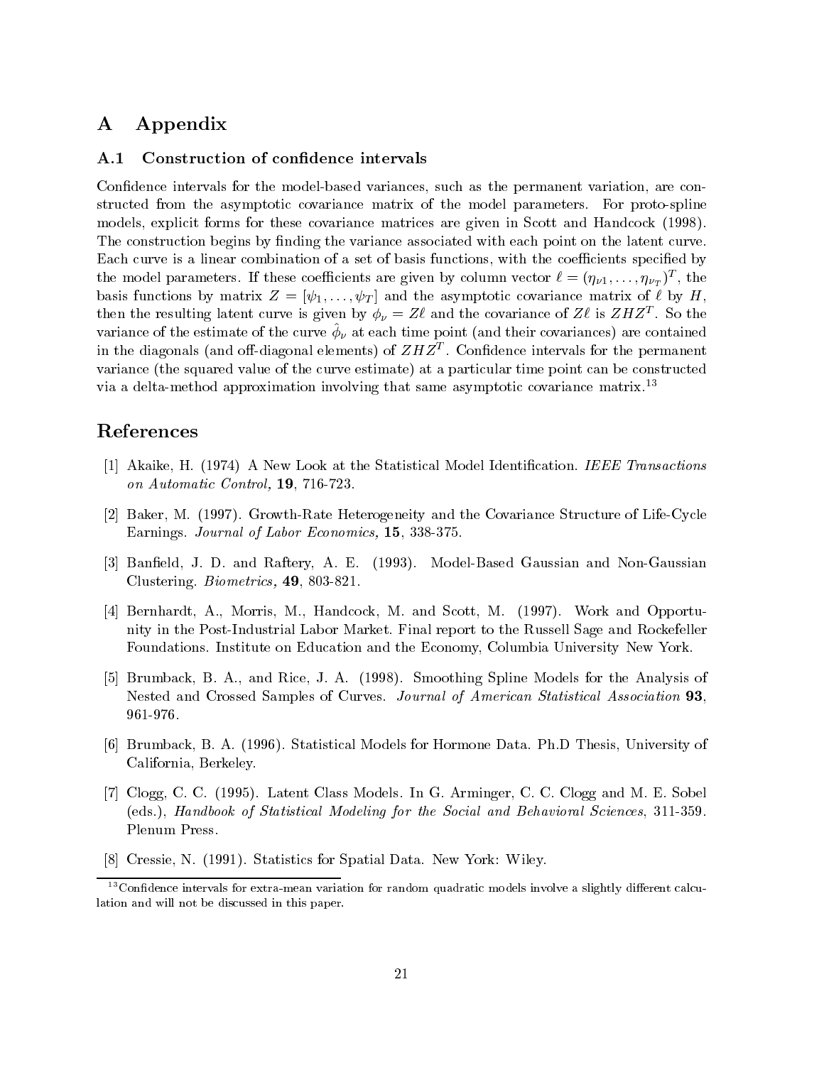# A Appendix

## A.1 Construction of confidence intervals

Confidence intervals for the model-based variances, such as the permanent variation, are constructed from the asymptotic covariance matrix of the model parameters. For proto-spline models, explicit forms for these covariance matrices are given in Scott and Handcock (1998). The construction begins by finding the variance associated with each point on the latent curve. Each curve is a linear combination of a set of basis functions, with the coefficients specified by the model parameters. If these coefficients are given by column vector $\ell = (\eta_{\nu 1}, \ldots, \eta_{\nu_T})^T$, the basis functions by matrix $Z = [\psi_1, \ldots, \psi_T]$ and the asymptotic covariance matrix of $\ell$ by $H$, then the resulting latent curve is given by $\phi_\nu = Z\ell$ and the covariance of $Z\ell$ is $ZHZ^T$. So the variance of the estimate of the curve $\hat{\phi}_\nu$ at each time point (and their covariances) are contained in the diagonals (and off-diagonal elements) of $ZHZ^T$. Confidence intervals for the permanent variance (the squared value of the curve estimate) at a particular time point can be constructed via a delta-method approximation involving that same asymptotic covariance matrix.[13]

# References

[1] Akaike, H. (1974) A New Look at the Statistical Model Identification. *IEEE Transactions on Automatic Control,* **19**, 716-723.

[2] Baker, M. (1997). Growth-Rate Heterogeneity and the Covariance Structure of Life-Cycle Earnings. *Journal of Labor Economics,* **15**, 338-375.

[3] Banfield, J. D. and Raftery, A. E. (1993). Model-Based Gaussian and Non-Gaussian Clustering. *Biometrics,* **49**, 803-821.

[4] Bernhardt, A., Morris, M., Handcock, M. and Scott, M. (1997). Work and Opportunity in the Post-Industrial Labor Market. Final report to the Russell Sage and Rockefeller Foundations. Institute on Education and the Economy, Columbia University New York.

[5] Brumback, B. A., and Rice, J. A. (1998). Smoothing Spline Models for the Analysis of Nested and Crossed Samples of Curves. *Journal of American Statistical Association* **93**, 961-976.

[6] Brumback, B. A. (1996). Statistical Models for Hormone Data. Ph.D Thesis, University of California, Berkeley.

[7] Clogg, C. C. (1995). Latent Class Models. In G. Arminger, C. C. Clogg and M. E. Sobel (eds.), *Handbook of Statistical Modeling for the Social and Behavioral Sciences*, 311-359. Plenum Press.

[8] Cressie, N. (1991). Statistics for Spatial Data. New York: Wiley.

[13] Confidence intervals for extra-mean variation for random quadratic models involve a slightly different calculation and will not be discussed in this paper.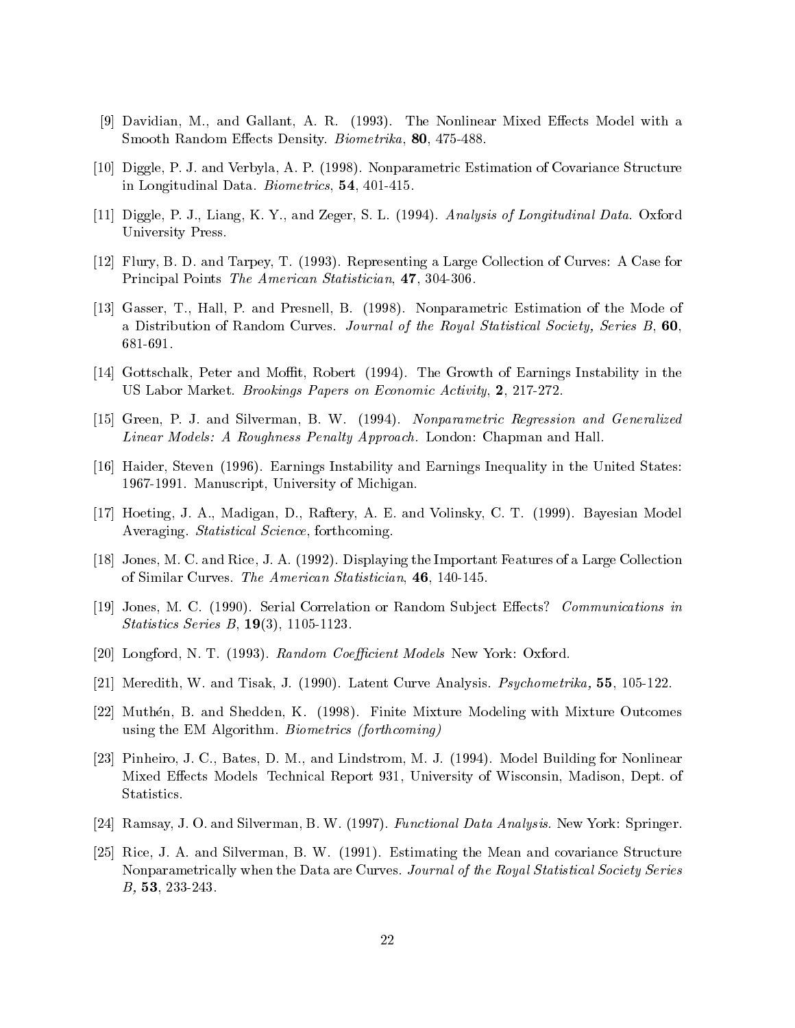[9] Davidian, M., and Gallant, A. R. (1993). The Nonlinear Mixed Effects Model with a Smooth Random Effects Density. *Biometrika*, **80**, 475-488.

[10] Diggle, P. J. and Verbyla, A. P. (1998). Nonparametric Estimation of Covariance Structure in Longitudinal Data. *Biometrics*, **54**, 401-415.

[11] Diggle, P. J., Liang, K. Y., and Zeger, S. L. (1994). *Analysis of Longitudinal Data.* Oxford University Press.

[12] Flury, B. D. and Tarpey, T. (1993). Representing a Large Collection of Curves: A Case for Principal Points *The American Statistician*, **47**, 304-306.

[13] Gasser, T., Hall, P. and Presnell, B. (1998). Nonparametric Estimation of the Mode of a Distribution of Random Curves. *Journal of the Royal Statistical Society, Series B*, **60**, 681-691.

[14] Gottschalk, Peter and Moffit, Robert (1994). The Growth of Earnings Instability in the US Labor Market. *Brookings Papers on Economic Activity*, **2**, 217-272.

[15] Green, P. J. and Silverman, B. W. (1994). *Nonparametric Regression and Generalized Linear Models: A Roughness Penalty Approach.* London: Chapman and Hall.

[16] Haider, Steven (1996). Earnings Instability and Earnings Inequality in the United States: 1967-1991. Manuscript, University of Michigan.

[17] Hoeting, J. A., Madigan, D., Raftery, A. E. and Volinsky, C. T. (1999). Bayesian Model Averaging. *Statistical Science*, forthcoming.

[18] Jones, M. C. and Rice, J. A. (1992). Displaying the Important Features of a Large Collection of Similar Curves. *The American Statistician*, **46**, 140-145.

[19] Jones, M. C. (1990). Serial Correlation or Random Subject Effects? *Communications in Statistics Series B*, **19**(3), 1105-1123.

[20] Longford, N. T. (1993). *Random Coefficient Models* New York: Oxford.

[21] Meredith, W. and Tisak, J. (1990). Latent Curve Analysis. *Psychometrika,* **55**, 105-122.

[22] Muthén, B. and Shedden, K. (1998). Finite Mixture Modeling with Mixture Outcomes using the EM Algorithm. *Biometrics (forthcoming)*

[23] Pinheiro, J. C., Bates, D. M., and Lindstrom, M. J. (1994). Model Building for Nonlinear Mixed Effects Models Technical Report 931, University of Wisconsin, Madison, Dept. of Statistics.

[24] Ramsay, J. O. and Silverman, B. W. (1997). *Functional Data Analysis.* New York: Springer.

[25] Rice, J. A. and Silverman, B. W. (1991). Estimating the Mean and covariance Structure Nonparametrically when the Data are Curves. *Journal of the Royal Statistical Society Series B,* **53**, 233-243.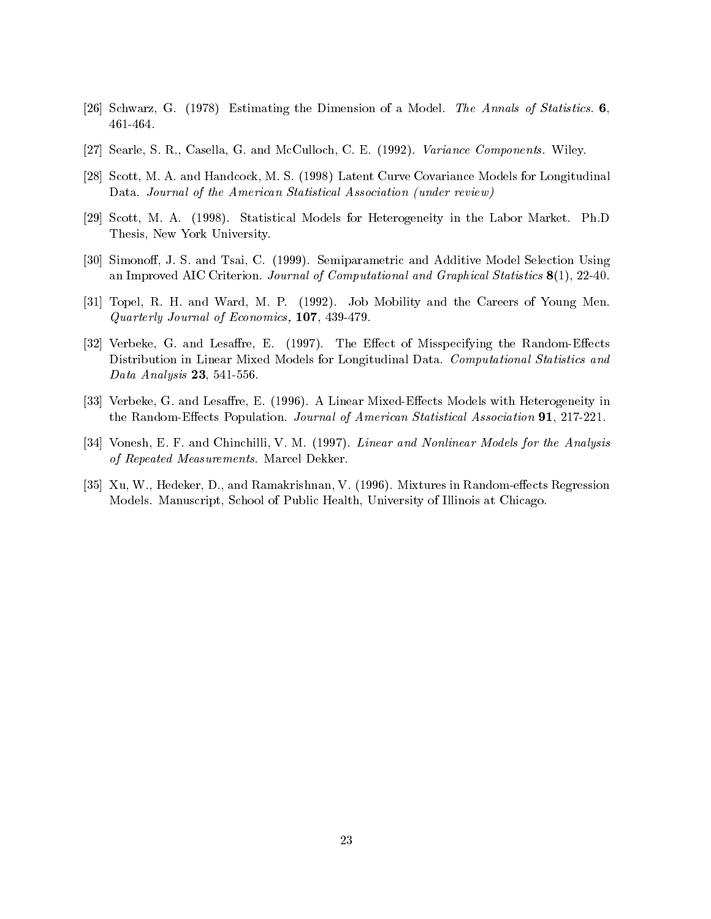[26] Schwarz, G. (1978) Estimating the Dimension of a Model. *The Annals of Statistics.* **6**, 461-464.

[27] Searle, S. R., Casella, G. and McCulloch, C. E. (1992). *Variance Components.* Wiley.

[28] Scott, M. A. and Handcock, M. S. (1998) Latent Curve Covariance Models for Longitudinal Data. *Journal of the American Statistical Association (under review)*

[29] Scott, M. A. (1998). Statistical Models for Heterogeneity in the Labor Market. Ph.D Thesis, New York University.

[30] Simonoff, J. S. and Tsai, C. (1999). Semiparametric and Additive Model Selection Using an Improved AIC Criterion. *Journal of Computational and Graphical Statistics* **8**(1), 22-40.

[31] Topel, R. H. and Ward, M. P. (1992). Job Mobility and the Careers of Young Men. *Quarterly Journal of Economics,* **107**, 439-479.

[32] Verbeke, G. and Lesaffre, E. (1997). The Effect of Misspecifying the Random-Effects Distribution in Linear Mixed Models for Longitudinal Data. *Computational Statistics and Data Analysis* **23**, 541-556.

[33] Verbeke, G. and Lesaffre, E. (1996). A Linear Mixed-Effects Models with Heterogeneity in the Random-Effects Population. *Journal of American Statistical Association* **91**, 217-221.

[34] Vonesh, E. F. and Chinchilli, V. M. (1997). *Linear and Nonlinear Models for the Analysis of Repeated Measurements.* Marcel Dekker.

[35] Xu, W., Hedeker, D., and Ramakrishnan, V. (1996). Mixtures in Random-effects Regression Models. Manuscript, School of Public Health, University of Illinois at Chicago.